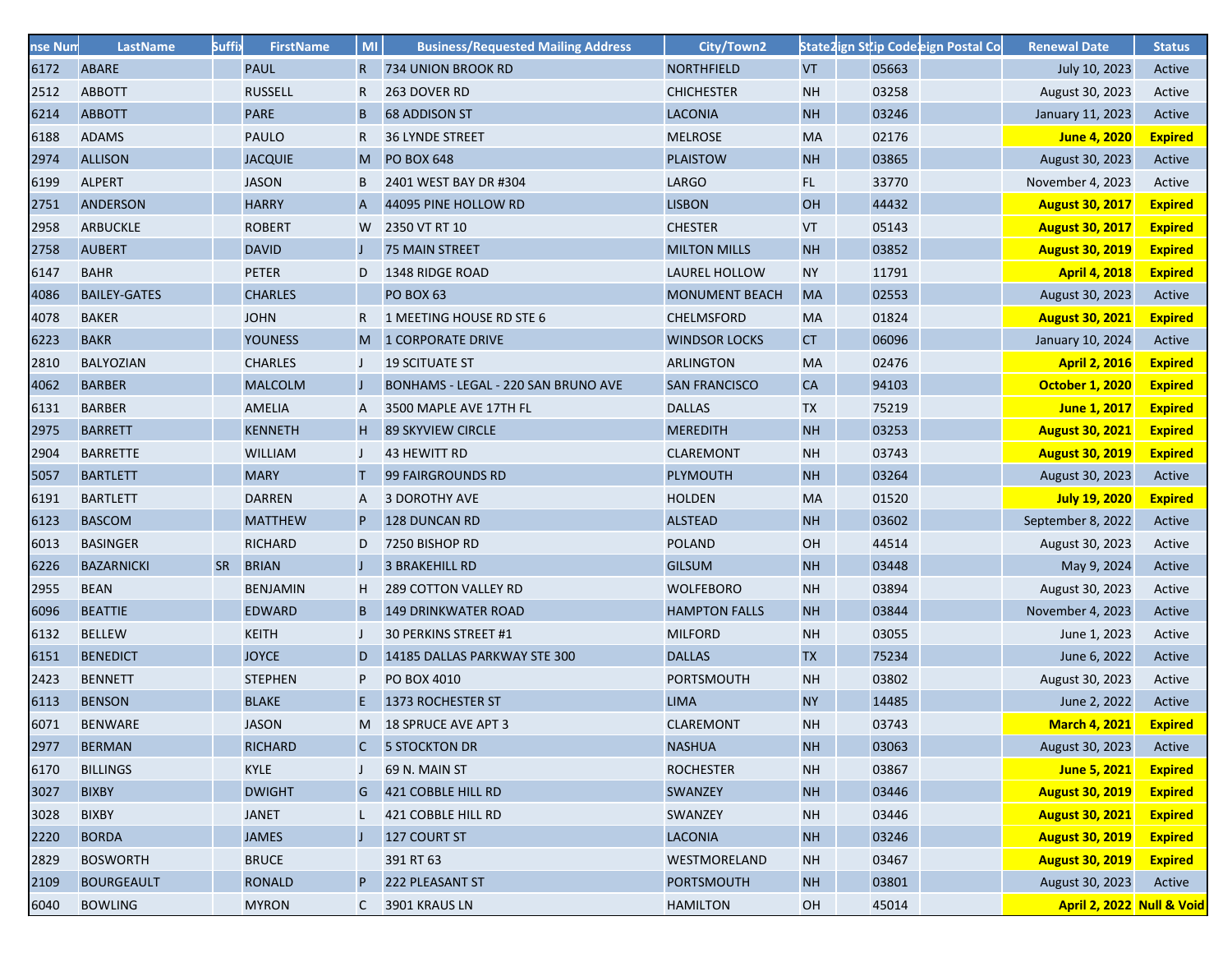| nse Num | LastName | Suffix | FirstName | MI | Business/Requested Mailing Address | City/Town2 | State2 | ign St | Zip Code | eign Postal Co | Renewal Date | Status |
|---|---|---|---|---|---|---|---|---|---|---|---|---|
| 6172 | ABARE | | PAUL | R | 734 UNION BROOK RD | NORTHFIELD | VT | | 05663 | | July 10, 2023 | Active |
| 2512 | ABBOTT | | RUSSELL | R | 263 DOVER RD | CHICHESTER | NH | | 03258 | | August 30, 2023 | Active |
| 6214 | ABBOTT | | PARE | B | 68 ADDISON ST | LACONIA | NH | | 03246 | | January 11, 2023 | Active |
| 6188 | ADAMS | | PAULO | R | 36 LYNDE STREET | MELROSE | MA | | 02176 | | **June 4, 2020** | **Expired** |
| 2974 | ALLISON | | JACQUIE | M | PO BOX 648 | PLAISTOW | NH | | 03865 | | August 30, 2023 | Active |
| 6199 | ALPERT | | JASON | B | 2401 WEST BAY DR #304 | LARGO | FL | | 33770 | | November 4, 2023 | Active |
| 2751 | ANDERSON | | HARRY | A | 44095 PINE HOLLOW RD | LISBON | OH | | 44432 | | **August 30, 2017** | **Expired** |
| 2958 | ARBUCKLE | | ROBERT | W | 2350 VT RT 10 | CHESTER | VT | | 05143 | | **August 30, 2017** | **Expired** |
| 2758 | AUBERT | | DAVID | J | 75 MAIN STREET | MILTON MILLS | NH | | 03852 | | **August 30, 2019** | **Expired** |
| 6147 | BAHR | | PETER | D | 1348 RIDGE ROAD | LAUREL HOLLOW | NY | | 11791 | | **April 4, 2018** | **Expired** |
| 4086 | BAILEY-GATES | | CHARLES | | PO BOX 63 | MONUMENT BEACH | MA | | 02553 | | August 30, 2023 | Active |
| 4078 | BAKER | | JOHN | R | 1 MEETING HOUSE RD STE 6 | CHELMSFORD | MA | | 01824 | | **August 30, 2021** | **Expired** |
| 6223 | BAKR | | YOUNESS | M | 1 CORPORATE DRIVE | WINDSOR LOCKS | CT | | 06096 | | January 10, 2024 | Active |
| 2810 | BALYOZIAN | | CHARLES | J | 19 SCITUATE ST | ARLINGTON | MA | | 02476 | | **April 2, 2016** | **Expired** |
| 4062 | BARBER | | MALCOLM | J | BONHAMS - LEGAL - 220 SAN BRUNO AVE | SAN FRANCISCO | CA | | 94103 | | **October 1, 2020** | **Expired** |
| 6131 | BARBER | | AMELIA | A | 3500 MAPLE AVE 17TH FL | DALLAS | TX | | 75219 | | **June 1, 2017** | **Expired** |
| 2975 | BARRETT | | KENNETH | H | 89 SKYVIEW CIRCLE | MEREDITH | NH | | 03253 | | **August 30, 2021** | **Expired** |
| 2904 | BARRETTE | | WILLIAM | J | 43 HEWITT RD | CLAREMONT | NH | | 03743 | | **August 30, 2019** | **Expired** |
| 5057 | BARTLETT | | MARY | T | 99 FAIRGROUNDS RD | PLYMOUTH | NH | | 03264 | | August 30, 2023 | Active |
| 6191 | BARTLETT | | DARREN | A | 3 DOROTHY AVE | HOLDEN | MA | | 01520 | | **July 19, 2020** | **Expired** |
| 6123 | BASCOM | | MATTHEW | P | 128 DUNCAN RD | ALSTEAD | NH | | 03602 | | September 8, 2022 | Active |
| 6013 | BASINGER | | RICHARD | D | 7250 BISHOP RD | POLAND | OH | | 44514 | | August 30, 2023 | Active |
| 6226 | BAZARNICKI | SR | BRIAN | J | 3 BRAKEHILL RD | GILSUM | NH | | 03448 | | May 9, 2024 | Active |
| 2955 | BEAN | | BENJAMIN | H | 289 COTTON VALLEY RD | WOLFEBORO | NH | | 03894 | | August 30, 2023 | Active |
| 6096 | BEATTIE | | EDWARD | B | 149 DRINKWATER ROAD | HAMPTON FALLS | NH | | 03844 | | November 4, 2023 | Active |
| 6132 | BELLEW | | KEITH | J | 30 PERKINS STREET #1 | MILFORD | NH | | 03055 | | June 1, 2023 | Active |
| 6151 | BENEDICT | | JOYCE | D | 14185 DALLAS PARKWAY STE 300 | DALLAS | TX | | 75234 | | June 6, 2022 | Active |
| 2423 | BENNETT | | STEPHEN | P | PO BOX 4010 | PORTSMOUTH | NH | | 03802 | | August 30, 2023 | Active |
| 6113 | BENSON | | BLAKE | E | 1373 ROCHESTER ST | LIMA | NY | | 14485 | | June 2, 2022 | Active |
| 6071 | BENWARE | | JASON | M | 18 SPRUCE AVE APT 3 | CLAREMONT | NH | | 03743 | | **March 4, 2021** | **Expired** |
| 2977 | BERMAN | | RICHARD | C | 5 STOCKTON DR | NASHUA | NH | | 03063 | | August 30, 2023 | Active |
| 6170 | BILLINGS | | KYLE | J | 69 N. MAIN ST | ROCHESTER | NH | | 03867 | | **June 5, 2021** | **Expired** |
| 3027 | BIXBY | | DWIGHT | G | 421 COBBLE HILL RD | SWANZEY | NH | | 03446 | | **August 30, 2019** | **Expired** |
| 3028 | BIXBY | | JANET | L | 421 COBBLE HILL RD | SWANZEY | NH | | 03446 | | **August 30, 2021** | **Expired** |
| 2220 | BORDA | | JAMES | J | 127 COURT ST | LACONIA | NH | | 03246 | | **August 30, 2019** | **Expired** |
| 2829 | BOSWORTH | | BRUCE | | 391 RT 63 | WESTMORELAND | NH | | 03467 | | **August 30, 2019** | **Expired** |
| 2109 | BOURGEAULT | | RONALD | P | 222 PLEASANT ST | PORTSMOUTH | NH | | 03801 | | August 30, 2023 | Active |
| 6040 | BOWLING | | MYRON | C | 3901 KRAUS LN | HAMILTON | OH | | 45014 | | **April 2, 2022** | **Null & Void** |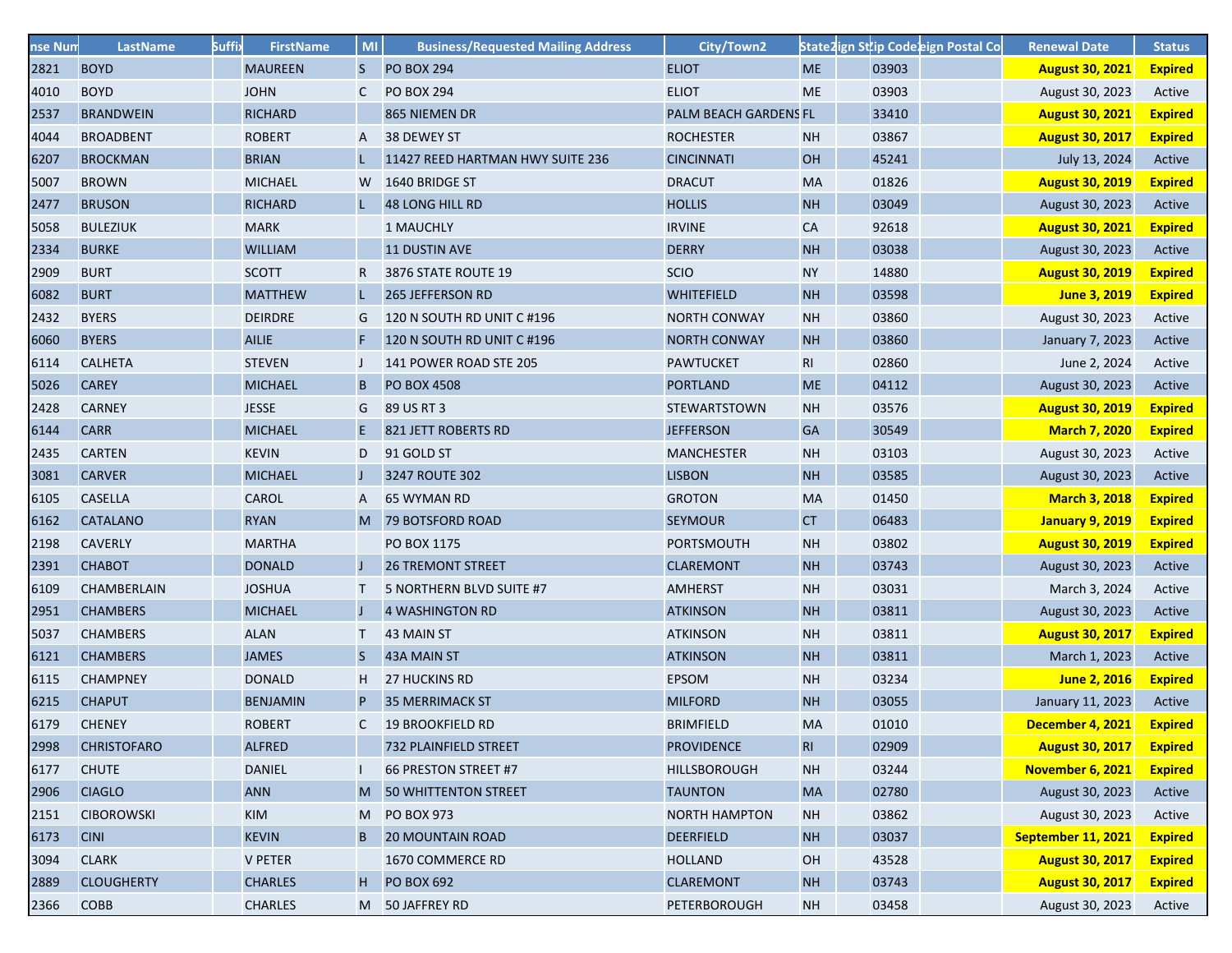| nse Num | LastName | Suffix | FirstName | MI | Business/Requested Mailing Address | City/Town2 | State2 | ign St | ip Code | eign Postal Co | Renewal Date | Status |
|---|---|---|---|---|---|---|---|---|---|---|---|---|
| 2821 | BOYD | | MAUREEN | S | PO BOX 294 | ELIOT | ME | | 03903 | | **August 30, 2021** | **Expired** |
| 4010 | BOYD | | JOHN | C | PO BOX 294 | ELIOT | ME | | 03903 | | August 30, 2023 | Active |
| 2537 | BRANDWEIN | | RICHARD | | 865 NIEMEN DR | PALM BEACH GARDENS | FL | | 33410 | | **August 30, 2021** | **Expired** |
| 4044 | BROADBENT | | ROBERT | A | 38 DEWEY ST | ROCHESTER | NH | | 03867 | | **August 30, 2017** | **Expired** |
| 6207 | BROCKMAN | | BRIAN | L | 11427 REED HARTMAN HWY SUITE 236 | CINCINNATI | OH | | 45241 | | July 13, 2024 | Active |
| 5007 | BROWN | | MICHAEL | W | 1640 BRIDGE ST | DRACUT | MA | | 01826 | | **August 30, 2019** | **Expired** |
| 2477 | BRUSON | | RICHARD | L | 48 LONG HILL RD | HOLLIS | NH | | 03049 | | August 30, 2023 | Active |
| 5058 | BULEZIUK | | MARK | | 1 MAUCHLY | IRVINE | CA | | 92618 | | **August 30, 2021** | **Expired** |
| 2334 | BURKE | | WILLIAM | | 11 DUSTIN AVE | DERRY | NH | | 03038 | | August 30, 2023 | Active |
| 2909 | BURT | | SCOTT | R | 3876 STATE ROUTE 19 | SCIO | NY | | 14880 | | **August 30, 2019** | **Expired** |
| 6082 | BURT | | MATTHEW | L | 265 JEFFERSON RD | WHITEFIELD | NH | | 03598 | | **June 3, 2019** | **Expired** |
| 2432 | BYERS | | DEIRDRE | G | 120 N SOUTH RD UNIT C #196 | NORTH CONWAY | NH | | 03860 | | August 30, 2023 | Active |
| 6060 | BYERS | | AILIE | F | 120 N SOUTH RD UNIT C #196 | NORTH CONWAY | NH | | 03860 | | January 7, 2023 | Active |
| 6114 | CALHETA | | STEVEN | J | 141 POWER ROAD STE 205 | PAWTUCKET | RI | | 02860 | | June 2, 2024 | Active |
| 5026 | CAREY | | MICHAEL | B | PO BOX 4508 | PORTLAND | ME | | 04112 | | August 30, 2023 | Active |
| 2428 | CARNEY | | JESSE | G | 89 US RT 3 | STEWARTSTOWN | NH | | 03576 | | **August 30, 2019** | **Expired** |
| 6144 | CARR | | MICHAEL | E | 821 JETT ROBERTS RD | JEFFERSON | GA | | 30549 | | **March 7, 2020** | **Expired** |
| 2435 | CARTEN | | KEVIN | D | 91 GOLD ST | MANCHESTER | NH | | 03103 | | August 30, 2023 | Active |
| 3081 | CARVER | | MICHAEL | J | 3247 ROUTE 302 | LISBON | NH | | 03585 | | August 30, 2023 | Active |
| 6105 | CASELLA | | CAROL | A | 65 WYMAN RD | GROTON | MA | | 01450 | | **March 3, 2018** | **Expired** |
| 6162 | CATALANO | | RYAN | M | 79 BOTSFORD ROAD | SEYMOUR | CT | | 06483 | | **January 9, 2019** | **Expired** |
| 2198 | CAVERLY | | MARTHA | | PO BOX 1175 | PORTSMOUTH | NH | | 03802 | | **August 30, 2019** | **Expired** |
| 2391 | CHABOT | | DONALD | J | 26 TREMONT STREET | CLAREMONT | NH | | 03743 | | August 30, 2023 | Active |
| 6109 | CHAMBERLAIN | | JOSHUA | T | 5 NORTHERN BLVD SUITE #7 | AMHERST | NH | | 03031 | | March 3, 2024 | Active |
| 2951 | CHAMBERS | | MICHAEL | J | 4 WASHINGTON RD | ATKINSON | NH | | 03811 | | August 30, 2023 | Active |
| 5037 | CHAMBERS | | ALAN | T | 43 MAIN ST | ATKINSON | NH | | 03811 | | **August 30, 2017** | **Expired** |
| 6121 | CHAMBERS | | JAMES | S | 43A MAIN ST | ATKINSON | NH | | 03811 | | March 1, 2023 | Active |
| 6115 | CHAMPNEY | | DONALD | H | 27 HUCKINS RD | EPSOM | NH | | 03234 | | **June 2, 2016** | **Expired** |
| 6215 | CHAPUT | | BENJAMIN | P | 35 MERRIMACK ST | MILFORD | NH | | 03055 | | January 11, 2023 | Active |
| 6179 | CHENEY | | ROBERT | C | 19 BROOKFIELD RD | BRIMFIELD | MA | | 01010 | | **December 4, 2021** | **Expired** |
| 2998 | CHRISTOFARO | | ALFRED | | 732 PLAINFIELD STREET | PROVIDENCE | RI | | 02909 | | **August 30, 2017** | **Expired** |
| 6177 | CHUTE | | DANIEL | I | 66 PRESTON STREET #7 | HILLSBOROUGH | NH | | 03244 | | **November 6, 2021** | **Expired** |
| 2906 | CIAGLO | | ANN | M | 50 WHITTENTON STREET | TAUNTON | MA | | 02780 | | August 30, 2023 | Active |
| 2151 | CIBOROWSKI | | KIM | M | PO BOX 973 | NORTH HAMPTON | NH | | 03862 | | August 30, 2023 | Active |
| 6173 | CINI | | KEVIN | B | 20 MOUNTAIN ROAD | DEERFIELD | NH | | 03037 | | **September 11, 2021** | **Expired** |
| 3094 | CLARK | | V PETER | | 1670 COMMERCE RD | HOLLAND | OH | | 43528 | | **August 30, 2017** | **Expired** |
| 2889 | CLOUGHERTY | | CHARLES | H | PO BOX 692 | CLAREMONT | NH | | 03743 | | **August 30, 2017** | **Expired** |
| 2366 | COBB | | CHARLES | M | 50 JAFFREY RD | PETERBOROUGH | NH | | 03458 | | August 30, 2023 | Active |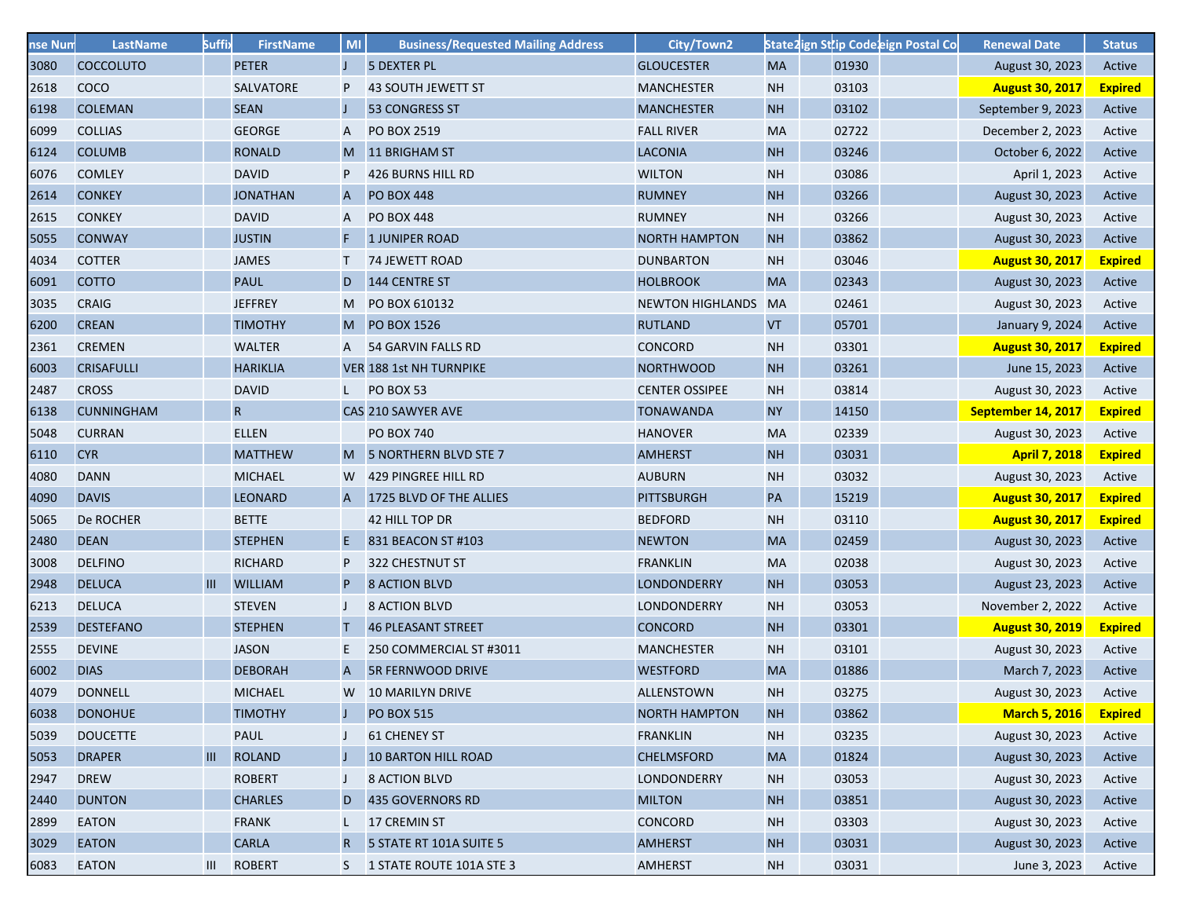| nse Num | LastName | Suffix | FirstName | MI | Business/Requested Mailing Address | City/Town2 | State2 | ign St | ip Code | eign Postal Co | Renewal Date | Status |
|---|---|---|---|---|---|---|---|---|---|---|---|---|
| 3080 | COCCOLUTO | | PETER | J | 5 DEXTER PL | GLOUCESTER | MA | | 01930 | | August 30, 2023 | Active |
| 2618 | COCO | | SALVATORE | P | 43 SOUTH JEWETT ST | MANCHESTER | NH | | 03103 | | **August 30, 2017** | **Expired** |
| 6198 | COLEMAN | | SEAN | J | 53 CONGRESS ST | MANCHESTER | NH | | 03102 | | September 9, 2023 | Active |
| 6099 | COLLIAS | | GEORGE | A | PO BOX 2519 | FALL RIVER | MA | | 02722 | | December 2, 2023 | Active |
| 6124 | COLUMB | | RONALD | M | 11 BRIGHAM ST | LACONIA | NH | | 03246 | | October 6, 2022 | Active |
| 6076 | COMLEY | | DAVID | P | 426 BURNS HILL RD | WILTON | NH | | 03086 | | April 1, 2023 | Active |
| 2614 | CONKEY | | JONATHAN | A | PO BOX 448 | RUMNEY | NH | | 03266 | | August 30, 2023 | Active |
| 2615 | CONKEY | | DAVID | A | PO BOX 448 | RUMNEY | NH | | 03266 | | August 30, 2023 | Active |
| 5055 | CONWAY | | JUSTIN | F | 1 JUNIPER ROAD | NORTH HAMPTON | NH | | 03862 | | August 30, 2023 | Active |
| 4034 | COTTER | | JAMES | T | 74 JEWETT ROAD | DUNBARTON | NH | | 03046 | | **August 30, 2017** | **Expired** |
| 6091 | COTTO | | PAUL | D | 144 CENTRE ST | HOLBROOK | MA | | 02343 | | August 30, 2023 | Active |
| 3035 | CRAIG | | JEFFREY | M | PO BOX 610132 | NEWTON HIGHLANDS | MA | | 02461 | | August 30, 2023 | Active |
| 6200 | CREAN | | TIMOTHY | M | PO BOX 1526 | RUTLAND | VT | | 05701 | | January 9, 2024 | Active |
| 2361 | CREMEN | | WALTER | A | 54 GARVIN FALLS RD | CONCORD | NH | | 03301 | | **August 30, 2017** | **Expired** |
| 6003 | CRISAFULLI | | HARIKLIA | VER | 188 1st NH TURNPIKE | NORTHWOOD | NH | | 03261 | | June 15, 2023 | Active |
| 2487 | CROSS | | DAVID | L | PO BOX 53 | CENTER OSSIPEE | NH | | 03814 | | August 30, 2023 | Active |
| 6138 | CUNNINGHAM | | R | CAS | 210 SAWYER AVE | TONAWANDA | NY | | 14150 | | **September 14, 2017** | **Expired** |
| 5048 | CURRAN | | ELLEN | | PO BOX 740 | HANOVER | MA | | 02339 | | August 30, 2023 | Active |
| 6110 | CYR | | MATTHEW | M | 5 NORTHERN BLVD STE 7 | AMHERST | NH | | 03031 | | **April 7, 2018** | **Expired** |
| 4080 | DANN | | MICHAEL | W | 429 PINGREE HILL RD | AUBURN | NH | | 03032 | | August 30, 2023 | Active |
| 4090 | DAVIS | | LEONARD | A | 1725 BLVD OF THE ALLIES | PITTSBURGH | PA | | 15219 | | **August 30, 2017** | **Expired** |
| 5065 | De ROCHER | | BETTE | | 42 HILL TOP DR | BEDFORD | NH | | 03110 | | **August 30, 2017** | **Expired** |
| 2480 | DEAN | | STEPHEN | E | 831 BEACON ST #103 | NEWTON | MA | | 02459 | | August 30, 2023 | Active |
| 3008 | DELFINO | | RICHARD | P | 322 CHESTNUT ST | FRANKLIN | MA | | 02038 | | August 30, 2023 | Active |
| 2948 | DELUCA | III | WILLIAM | P | 8 ACTION BLVD | LONDONDERRY | NH | | 03053 | | August 23, 2023 | Active |
| 6213 | DELUCA | | STEVEN | J | 8 ACTION BLVD | LONDONDERRY | NH | | 03053 | | November 2, 2022 | Active |
| 2539 | DESTEFANO | | STEPHEN | T | 46 PLEASANT STREET | CONCORD | NH | | 03301 | | **August 30, 2019** | **Expired** |
| 2555 | DEVINE | | JASON | E | 250 COMMERCIAL ST #3011 | MANCHESTER | NH | | 03101 | | August 30, 2023 | Active |
| 6002 | DIAS | | DEBORAH | A | 5R FERNWOOD DRIVE | WESTFORD | MA | | 01886 | | March 7, 2023 | Active |
| 4079 | DONNELL | | MICHAEL | W | 10 MARILYN DRIVE | ALLENSTOWN | NH | | 03275 | | August 30, 2023 | Active |
| 6038 | DONOHUE | | TIMOTHY | J | PO BOX 515 | NORTH HAMPTON | NH | | 03862 | | **March 5, 2016** | **Expired** |
| 5039 | DOUCETTE | | PAUL | J | 61 CHENEY ST | FRANKLIN | NH | | 03235 | | August 30, 2023 | Active |
| 5053 | DRAPER | III | ROLAND | J | 10 BARTON HILL ROAD | CHELMSFORD | MA | | 01824 | | August 30, 2023 | Active |
| 2947 | DREW | | ROBERT | J | 8 ACTION BLVD | LONDONDERRY | NH | | 03053 | | August 30, 2023 | Active |
| 2440 | DUNTON | | CHARLES | D | 435 GOVERNORS RD | MILTON | NH | | 03851 | | August 30, 2023 | Active |
| 2899 | EATON | | FRANK | L | 17 CREMIN ST | CONCORD | NH | | 03303 | | August 30, 2023 | Active |
| 3029 | EATON | | CARLA | R | 5 STATE RT 101A SUITE 5 | AMHERST | NH | | 03031 | | August 30, 2023 | Active |
| 6083 | EATON | III | ROBERT | S | 1 STATE ROUTE 101A STE 3 | AMHERST | NH | | 03031 | | June 3, 2023 | Active |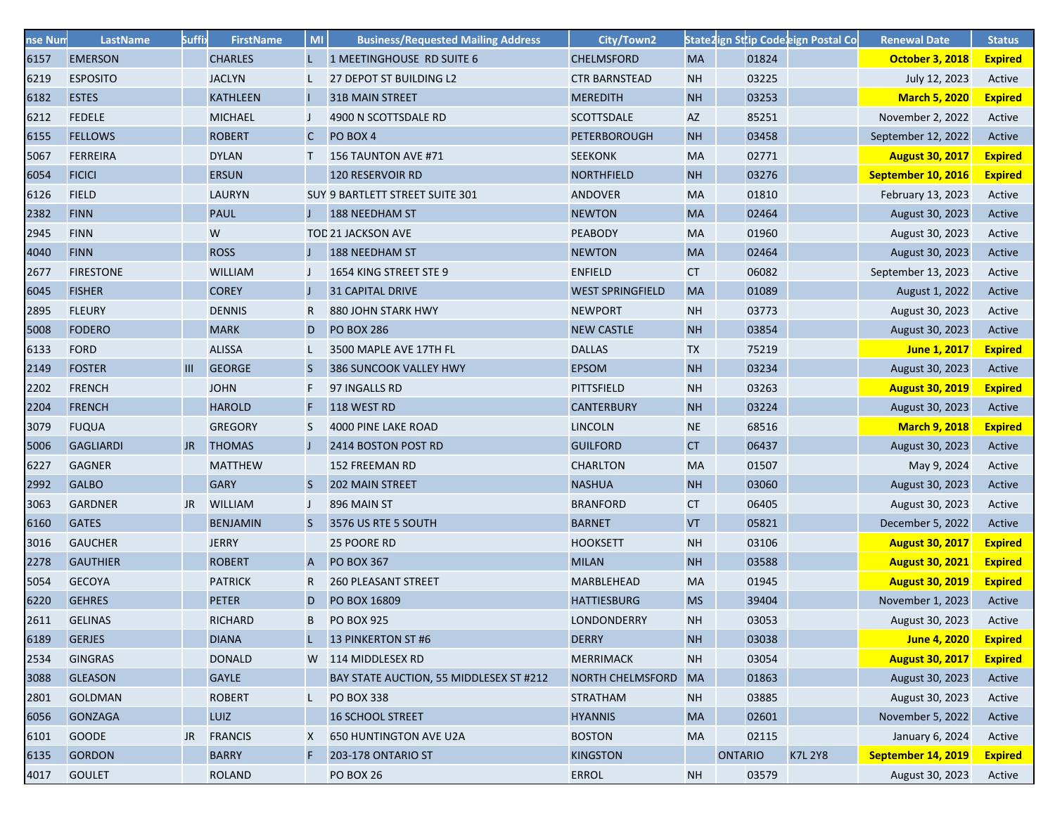| nse Num | LastName | Suffix | FirstName | MI | Business/Requested Mailing Address | City/Town2 | State2 | ign St | Zip Code | eign Postal Co | Renewal Date | Status |
|---|---|---|---|---|---|---|---|---|---|---|---|---|
| 6157 | EMERSON | | CHARLES | L | 1 MEETINGHOUSE RD SUITE 6 | CHELMSFORD | MA | | 01824 | | **October 3, 2018** | **Expired** |
| 6219 | ESPOSITO | | JACLYN | L | 27 DEPOT ST BUILDING L2 | CTR BARNSTEAD | NH | | 03225 | | July 12, 2023 | Active |
| 6182 | ESTES | | KATHLEEN | I | 31B MAIN STREET | MEREDITH | NH | | 03253 | | **March 5, 2020** | **Expired** |
| 6212 | FEDELE | | MICHAEL | J | 4900 N SCOTTSDALE RD | SCOTTSDALE | AZ | | 85251 | | November 2, 2022 | Active |
| 6155 | FELLOWS | | ROBERT | C | PO BOX 4 | PETERBOROUGH | NH | | 03458 | | September 12, 2022 | Active |
| 5067 | FERREIRA | | DYLAN | T | 156 TAUNTON AVE #71 | SEEKONK | MA | | 02771 | | **August 30, 2017** | **Expired** |
| 6054 | FICICI | | ERSUN | | 120 RESERVOIR RD | NORTHFIELD | NH | | 03276 | | **September 10, 2016** | **Expired** |
| 6126 | FIELD | | LAURYN | SUY | 9 BARTLETT STREET SUITE 301 | ANDOVER | MA | | 01810 | | February 13, 2023 | Active |
| 2382 | FINN | | PAUL | J | 188 NEEDHAM ST | NEWTON | MA | | 02464 | | August 30, 2023 | Active |
| 2945 | FINN | | W | TOD | 21 JACKSON AVE | PEABODY | MA | | 01960 | | August 30, 2023 | Active |
| 4040 | FINN | | ROSS | J | 188 NEEDHAM ST | NEWTON | MA | | 02464 | | August 30, 2023 | Active |
| 2677 | FIRESTONE | | WILLIAM | J | 1654 KING STREET STE 9 | ENFIELD | CT | | 06082 | | September 13, 2023 | Active |
| 6045 | FISHER | | COREY | J | 31 CAPITAL DRIVE | WEST SPRINGFIELD | MA | | 01089 | | August 1, 2022 | Active |
| 2895 | FLEURY | | DENNIS | R | 880 JOHN STARK HWY | NEWPORT | NH | | 03773 | | August 30, 2023 | Active |
| 5008 | FODERO | | MARK | D | PO BOX 286 | NEW CASTLE | NH | | 03854 | | August 30, 2023 | Active |
| 6133 | FORD | | ALISSA | L | 3500 MAPLE AVE 17TH FL | DALLAS | TX | | 75219 | | **June 1, 2017** | **Expired** |
| 2149 | FOSTER | III | GEORGE | S | 386 SUNCOOK VALLEY HWY | EPSOM | NH | | 03234 | | August 30, 2023 | Active |
| 2202 | FRENCH | | JOHN | F | 97 INGALLS RD | PITTSFIELD | NH | | 03263 | | **August 30, 2019** | **Expired** |
| 2204 | FRENCH | | HAROLD | F | 118 WEST RD | CANTERBURY | NH | | 03224 | | August 30, 2023 | Active |
| 3079 | FUQUA | | GREGORY | S | 4000 PINE LAKE ROAD | LINCOLN | NE | | 68516 | | **March 9, 2018** | **Expired** |
| 5006 | GAGLIARDI | JR | THOMAS | J | 2414 BOSTON POST RD | GUILFORD | CT | | 06437 | | August 30, 2023 | Active |
| 6227 | GAGNER | | MATTHEW | | 152 FREEMAN RD | CHARLTON | MA | | 01507 | | May 9, 2024 | Active |
| 2992 | GALBO | | GARY | S | 202 MAIN STREET | NASHUA | NH | | 03060 | | August 30, 2023 | Active |
| 3063 | GARDNER | JR | WILLIAM | J | 896 MAIN ST | BRANFORD | CT | | 06405 | | August 30, 2023 | Active |
| 6160 | GATES | | BENJAMIN | S | 3576 US RTE 5 SOUTH | BARNET | VT | | 05821 | | December 5, 2022 | Active |
| 3016 | GAUCHER | | JERRY | | 25 POORE RD | HOOKSETT | NH | | 03106 | | **August 30, 2017** | **Expired** |
| 2278 | GAUTHIER | | ROBERT | A | PO BOX 367 | MILAN | NH | | 03588 | | **August 30, 2021** | **Expired** |
| 5054 | GECOYA | | PATRICK | R | 260 PLEASANT STREET | MARBLEHEAD | MA | | 01945 | | **August 30, 2019** | **Expired** |
| 6220 | GEHRES | | PETER | D | PO BOX 16809 | HATTIESBURG | MS | | 39404 | | November 1, 2023 | Active |
| 2611 | GELINAS | | RICHARD | B | PO BOX 925 | LONDONDERRY | NH | | 03053 | | August 30, 2023 | Active |
| 6189 | GERJES | | DIANA | L | 13 PINKERTON ST #6 | DERRY | NH | | 03038 | | **June 4, 2020** | **Expired** |
| 2534 | GINGRAS | | DONALD | W | 114 MIDDLESEX RD | MERRIMACK | NH | | 03054 | | **August 30, 2017** | **Expired** |
| 3088 | GLEASON | | GAYLE | | BAY STATE AUCTION, 55 MIDDLESEX ST #212 | NORTH CHELMSFORD | MA | | 01863 | | August 30, 2023 | Active |
| 2801 | GOLDMAN | | ROBERT | L | PO BOX 338 | STRATHAM | NH | | 03885 | | August 30, 2023 | Active |
| 6056 | GONZAGA | | LUIZ | | 16 SCHOOL STREET | HYANNIS | MA | | 02601 | | November 5, 2022 | Active |
| 6101 | GOODE | JR | FRANCIS | X | 650 HUNTINGTON AVE U2A | BOSTON | MA | | 02115 | | January 6, 2024 | Active |
| 6135 | GORDON | | BARRY | F | 203-178 ONTARIO ST | KINGSTON | | ONTARIO | | K7L 2Y8 | **September 14, 2019** | **Expired** |
| 4017 | GOULET | | ROLAND | | PO BOX 26 | ERROL | NH | | 03579 | | August 30, 2023 | Active |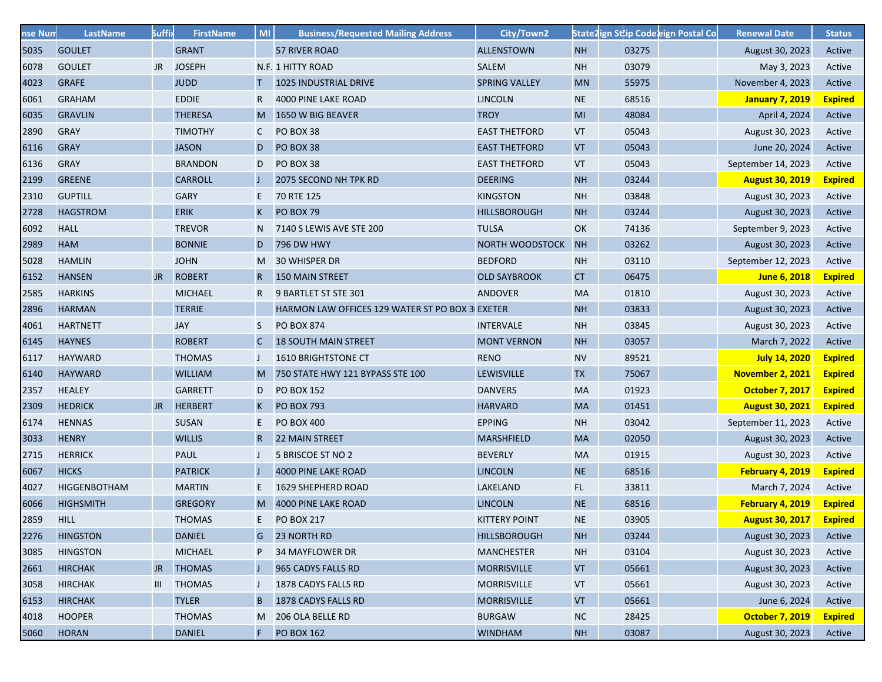| nse Num | LastName | Suffix | FirstName | MI | Business/Requested Mailing Address | City/Town2 | State2 | ign St | ip Code | eign Postal Co | Renewal Date | Status |
|---|---|---|---|---|---|---|---|---|---|---|---|---|
| 5035 | GOULET | | GRANT | | 57 RIVER ROAD | ALLENSTOWN | NH | | 03275 | | August 30, 2023 | Active |
| 6078 | GOULET | JR | JOSEPH | N.F. | 1 HITTY ROAD | SALEM | NH | | 03079 | | May 3, 2023 | Active |
| 4023 | GRAFE | | JUDD | T | 1025 INDUSTRIAL DRIVE | SPRING VALLEY | MN | | 55975 | | November 4, 2023 | Active |
| 6061 | GRAHAM | | EDDIE | R | 4000 PINE LAKE ROAD | LINCOLN | NE | | 68516 | | **January 7, 2019** | **Expired** |
| 6035 | GRAVLIN | | THERESA | M | 1650 W BIG BEAVER | TROY | MI | | 48084 | | April 4, 2024 | Active |
| 2890 | GRAY | | TIMOTHY | C | PO BOX 38 | EAST THETFORD | VT | | 05043 | | August 30, 2023 | Active |
| 6116 | GRAY | | JASON | D | PO BOX 38 | EAST THETFORD | VT | | 05043 | | June 20, 2024 | Active |
| 6136 | GRAY | | BRANDON | D | PO BOX 38 | EAST THETFORD | VT | | 05043 | | September 14, 2023 | Active |
| 2199 | GREENE | | CARROLL | J | 2075 SECOND NH TPK RD | DEERING | NH | | 03244 | | **August 30, 2019** | **Expired** |
| 2310 | GUPTILL | | GARY | E | 70 RTE 125 | KINGSTON | NH | | 03848 | | August 30, 2023 | Active |
| 2728 | HAGSTROM | | ERIK | K | PO BOX 79 | HILLSBOROUGH | NH | | 03244 | | August 30, 2023 | Active |
| 6092 | HALL | | TREVOR | N | 7140 S LEWIS AVE STE 200 | TULSA | OK | | 74136 | | September 9, 2023 | Active |
| 2989 | HAM | | BONNIE | D | 796 DW HWY | NORTH WOODSTOCK | NH | | 03262 | | August 30, 2023 | Active |
| 5028 | HAMLIN | | JOHN | M | 30 WHISPER DR | BEDFORD | NH | | 03110 | | September 12, 2023 | Active |
| 6152 | HANSEN | JR | ROBERT | R | 150 MAIN STREET | OLD SAYBROOK | CT | | 06475 | | **June 6, 2018** | **Expired** |
| 2585 | HARKINS | | MICHAEL | R | 9 BARTLET ST STE 301 | ANDOVER | MA | | 01810 | | August 30, 2023 | Active |
| 2896 | HARMAN | | TERRIE | | HARMON LAW OFFICES 129 WATER ST PO BOX 3 | EXETER | NH | | 03833 | | August 30, 2023 | Active |
| 4061 | HARTNETT | | JAY | S | PO BOX 874 | INTERVALE | NH | | 03845 | | August 30, 2023 | Active |
| 6145 | HAYNES | | ROBERT | C | 18 SOUTH MAIN STREET | MONT VERNON | NH | | 03057 | | March 7, 2022 | Active |
| 6117 | HAYWARD | | THOMAS | J | 1610 BRIGHTSTONE CT | RENO | NV | | 89521 | | **July 14, 2020** | **Expired** |
| 6140 | HAYWARD | | WILLIAM | M | 750 STATE HWY 121 BYPASS STE 100 | LEWISVILLE | TX | | 75067 | | **November 2, 2021** | **Expired** |
| 2357 | HEALEY | | GARRETT | D | PO BOX 152 | DANVERS | MA | | 01923 | | **October 7, 2017** | **Expired** |
| 2309 | HEDRICK | JR | HERBERT | K | PO BOX 793 | HARVARD | MA | | 01451 | | **August 30, 2021** | **Expired** |
| 6174 | HENNAS | | SUSAN | E | PO BOX 400 | EPPING | NH | | 03042 | | September 11, 2023 | Active |
| 3033 | HENRY | | WILLIS | R | 22 MAIN STREET | MARSHFIELD | MA | | 02050 | | August 30, 2023 | Active |
| 2715 | HERRICK | | PAUL | J | 5 BRISCOE ST NO 2 | BEVERLY | MA | | 01915 | | August 30, 2023 | Active |
| 6067 | HICKS | | PATRICK | J | 4000 PINE LAKE ROAD | LINCOLN | NE | | 68516 | | **February 4, 2019** | **Expired** |
| 4027 | HIGGENBOTHAM | | MARTIN | E | 1629 SHEPHERD ROAD | LAKELAND | FL | | 33811 | | March 7, 2024 | Active |
| 6066 | HIGHSMITH | | GREGORY | M | 4000 PINE LAKE ROAD | LINCOLN | NE | | 68516 | | **February 4, 2019** | **Expired** |
| 2859 | HILL | | THOMAS | E | PO BOX 217 | KITTERY POINT | NE | | 03905 | | **August 30, 2017** | **Expired** |
| 2276 | HINGSTON | | DANIEL | G | 23 NORTH RD | HILLSBOROUGH | NH | | 03244 | | August 30, 2023 | Active |
| 3085 | HINGSTON | | MICHAEL | P | 34 MAYFLOWER DR | MANCHESTER | NH | | 03104 | | August 30, 2023 | Active |
| 2661 | HIRCHAK | JR | THOMAS | J | 965 CADYS FALLS RD | MORRISVILLE | VT | | 05661 | | August 30, 2023 | Active |
| 3058 | HIRCHAK | III | THOMAS | J | 1878 CADYS FALLS RD | MORRISVILLE | VT | | 05661 | | August 30, 2023 | Active |
| 6153 | HIRCHAK | | TYLER | B | 1878 CADYS FALLS RD | MORRISVILLE | VT | | 05661 | | June 6, 2024 | Active |
| 4018 | HOOPER | | THOMAS | M | 206 OLA BELLE RD | BURGAW | NC | | 28425 | | **October 7, 2019** | **Expired** |
| 5060 | HORAN | | DANIEL | F | PO BOX 162 | WINDHAM | NH | | 03087 | | August 30, 2023 | Active |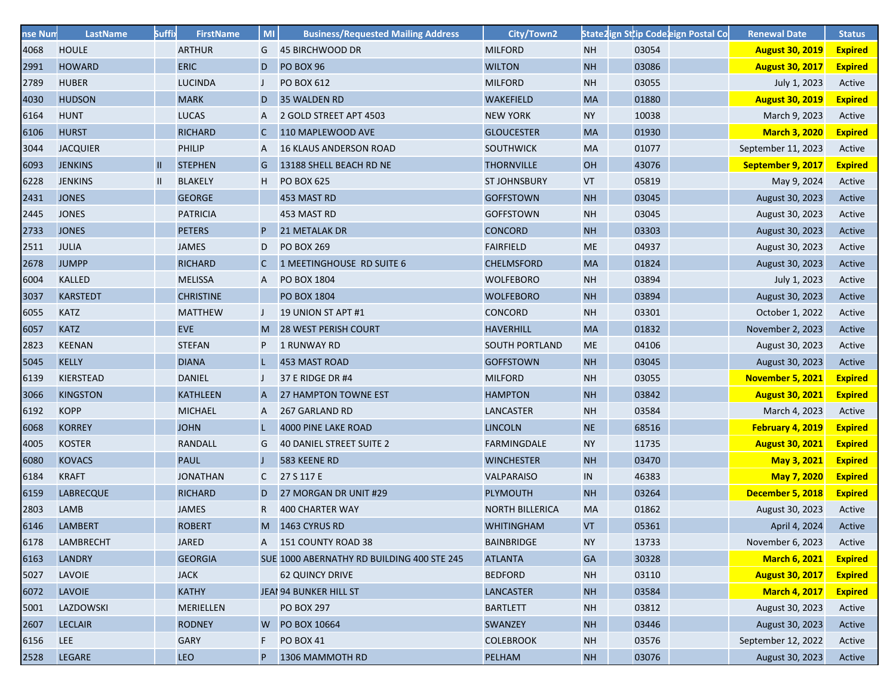| nse Num | LastName | Suffix | FirstName | MI | Business/Requested Mailing Address | City/Town2 | State2 | ign St | Zip Code | eign Postal Co | Renewal Date | Status |
|---|---|---|---|---|---|---|---|---|---|---|---|---|
| 4068 | HOULE | | ARTHUR | G | 45 BIRCHWOOD DR | MILFORD | NH | | 03054 | | **August 30, 2019** | **Expired** |
| 2991 | HOWARD | | ERIC | D | PO BOX 96 | WILTON | NH | | 03086 | | **August 30, 2017** | **Expired** |
| 2789 | HUBER | | LUCINDA | J | PO BOX 612 | MILFORD | NH | | 03055 | | July 1, 2023 | Active |
| 4030 | HUDSON | | MARK | D | 35 WALDEN RD | WAKEFIELD | MA | | 01880 | | **August 30, 2019** | **Expired** |
| 6164 | HUNT | | LUCAS | A | 2 GOLD STREET APT 4503 | NEW YORK | NY | | 10038 | | March 9, 2023 | Active |
| 6106 | HURST | | RICHARD | C | 110 MAPLEWOOD AVE | GLOUCESTER | MA | | 01930 | | **March 3, 2020** | **Expired** |
| 3044 | JACQUIER | | PHILIP | A | 16 KLAUS ANDERSON ROAD | SOUTHWICK | MA | | 01077 | | September 11, 2023 | Active |
| 6093 | JENKINS | II | STEPHEN | G | 13188 SHELL BEACH RD NE | THORNVILLE | OH | | 43076 | | **September 9, 2017** | **Expired** |
| 6228 | JENKINS | II | BLAKELY | H | PO BOX 625 | ST JOHNSBURY | VT | | 05819 | | May 9, 2024 | Active |
| 2431 | JONES | | GEORGE | | 453 MAST RD | GOFFSTOWN | NH | | 03045 | | August 30, 2023 | Active |
| 2445 | JONES | | PATRICIA | | 453 MAST RD | GOFFSTOWN | NH | | 03045 | | August 30, 2023 | Active |
| 2733 | JONES | | PETERS | P | 21 METALAK DR | CONCORD | NH | | 03303 | | August 30, 2023 | Active |
| 2511 | JULIA | | JAMES | D | PO BOX 269 | FAIRFIELD | ME | | 04937 | | August 30, 2023 | Active |
| 2678 | JUMPP | | RICHARD | C | 1 MEETINGHOUSE RD SUITE 6 | CHELMSFORD | MA | | 01824 | | August 30, 2023 | Active |
| 6004 | KALLED | | MELISSA | A | PO BOX 1804 | WOLFEBORO | NH | | 03894 | | July 1, 2023 | Active |
| 3037 | KARSTEDT | | CHRISTINE | | PO BOX 1804 | WOLFEBORO | NH | | 03894 | | August 30, 2023 | Active |
| 6055 | KATZ | | MATTHEW | J | 19 UNION ST APT #1 | CONCORD | NH | | 03301 | | October 1, 2022 | Active |
| 6057 | KATZ | | EVE | M | 28 WEST PERISH COURT | HAVERHILL | MA | | 01832 | | November 2, 2023 | Active |
| 2823 | KEENAN | | STEFAN | P | 1 RUNWAY RD | SOUTH PORTLAND | ME | | 04106 | | August 30, 2023 | Active |
| 5045 | KELLY | | DIANA | L | 453 MAST ROAD | GOFFSTOWN | NH | | 03045 | | August 30, 2023 | Active |
| 6139 | KIERSTEAD | | DANIEL | J | 37 E RIDGE DR #4 | MILFORD | NH | | 03055 | | **November 5, 2021** | **Expired** |
| 3066 | KINGSTON | | KATHLEEN | A | 27 HAMPTON TOWNE EST | HAMPTON | NH | | 03842 | | **August 30, 2021** | **Expired** |
| 6192 | KOPP | | MICHAEL | A | 267 GARLAND RD | LANCASTER | NH | | 03584 | | March 4, 2023 | Active |
| 6068 | KORREY | | JOHN | L | 4000 PINE LAKE ROAD | LINCOLN | NE | | 68516 | | **February 4, 2019** | **Expired** |
| 4005 | KOSTER | | RANDALL | G | 40 DANIEL STREET SUITE 2 | FARMINGDALE | NY | | 11735 | | **August 30, 2021** | **Expired** |
| 6080 | KOVACS | | PAUL | J | 583 KEENE RD | WINCHESTER | NH | | 03470 | | **May 3, 2021** | **Expired** |
| 6184 | KRAFT | | JONATHAN | C | 27 S 117 E | VALPARAISO | IN | | 46383 | | **May 7, 2020** | **Expired** |
| 6159 | LABRECQUE | | RICHARD | D | 27 MORGAN DR UNIT #29 | PLYMOUTH | NH | | 03264 | | **December 5, 2018** | **Expired** |
| 2803 | LAMB | | JAMES | R | 400 CHARTER WAY | NORTH BILLERICA | MA | | 01862 | | August 30, 2023 | Active |
| 6146 | LAMBERT | | ROBERT | M | 1463 CYRUS RD | WHITINGHAM | VT | | 05361 | | April 4, 2024 | Active |
| 6178 | LAMBRECHT | | JARED | A | 151 COUNTY ROAD 38 | BAINBRIDGE | NY | | 13733 | | November 6, 2023 | Active |
| 6163 | LANDRY | | GEORGIA | SUE | 1000 ABERNATHY RD BUILDING 400 STE 245 | ATLANTA | GA | | 30328 | | **March 6, 2021** | **Expired** |
| 5027 | LAVOIE | | JACK | | 62 QUINCY DRIVE | BEDFORD | NH | | 03110 | | **August 30, 2017** | **Expired** |
| 6072 | LAVOIE | | KATHY | JEAN | 94 BUNKER HILL ST | LANCASTER | NH | | 03584 | | **March 4, 2017** | **Expired** |
| 5001 | LAZDOWSKI | | MERIELLEN | | PO BOX 297 | BARTLETT | NH | | 03812 | | August 30, 2023 | Active |
| 2607 | LECLAIR | | RODNEY | W | PO BOX 10664 | SWANZEY | NH | | 03446 | | August 30, 2023 | Active |
| 6156 | LEE | | GARY | F | PO BOX 41 | COLEBROOK | NH | | 03576 | | September 12, 2022 | Active |
| 2528 | LEGARE | | LEO | P | 1306 MAMMOTH RD | PELHAM | NH | | 03076 | | August 30, 2023 | Active |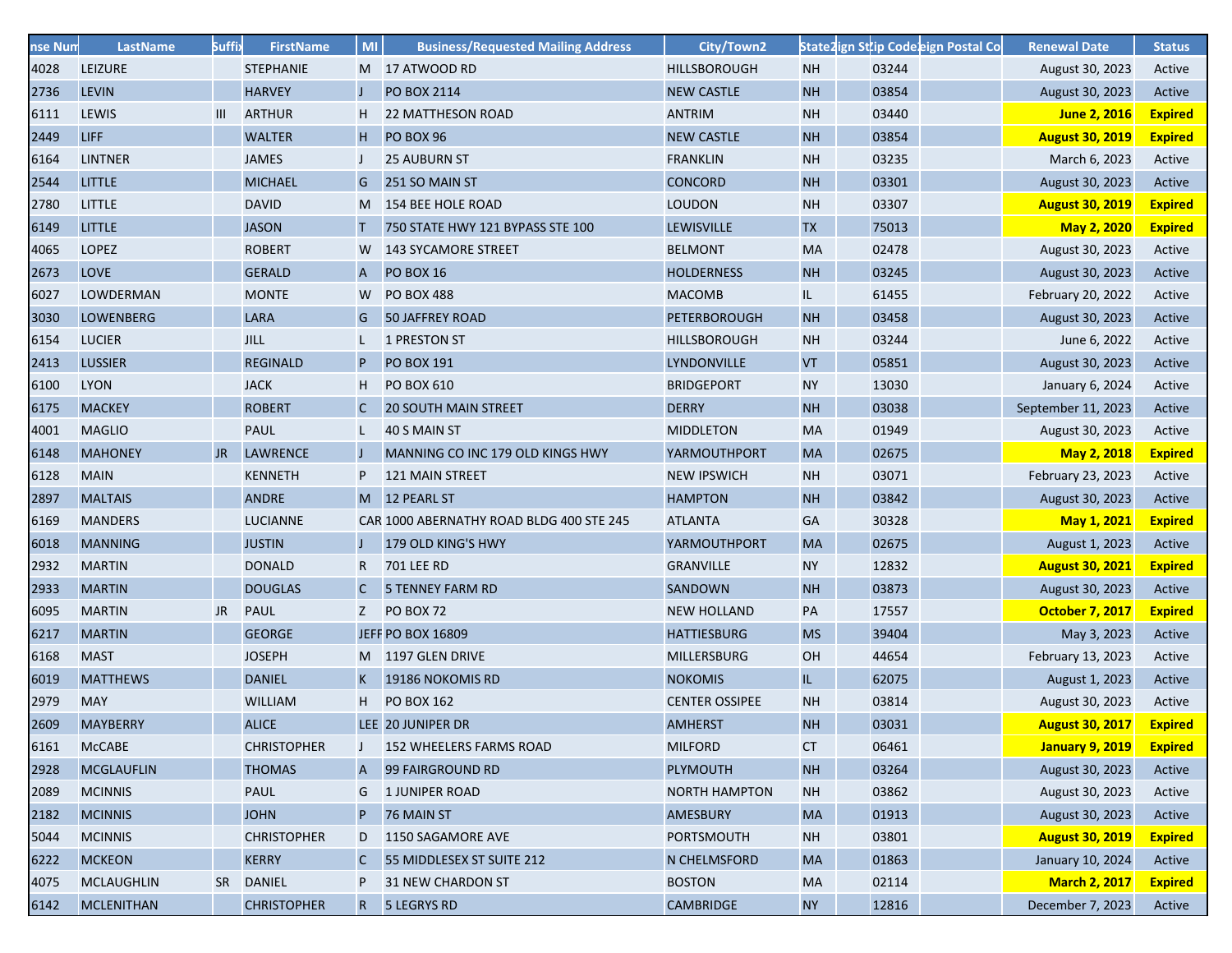| nse Num | LastName | Suffix | FirstName | MI | Business/Requested Mailing Address | City/Town2 | State2 | ign St | ip Code | eign Postal Co | Renewal Date | Status |
|---|---|---|---|---|---|---|---|---|---|---|---|---|
| 4028 | LEIZURE | | STEPHANIE | M | 17 ATWOOD RD | HILLSBOROUGH | NH | | 03244 | | August 30, 2023 | Active |
| 2736 | LEVIN | | HARVEY | J | PO BOX 2114 | NEW CASTLE | NH | | 03854 | | August 30, 2023 | Active |
| 6111 | LEWIS | III | ARTHUR | H | 22 MATTHESON ROAD | ANTRIM | NH | | 03440 | | **June 2, 2016** | **Expired** |
| 2449 | LIFF | | WALTER | H | PO BOX 96 | NEW CASTLE | NH | | 03854 | | **August 30, 2019** | **Expired** |
| 6164 | LINTNER | | JAMES | J | 25 AUBURN ST | FRANKLIN | NH | | 03235 | | March 6, 2023 | Active |
| 2544 | LITTLE | | MICHAEL | G | 251 SO MAIN ST | CONCORD | NH | | 03301 | | August 30, 2023 | Active |
| 2780 | LITTLE | | DAVID | M | 154 BEE HOLE ROAD | LOUDON | NH | | 03307 | | **August 30, 2019** | **Expired** |
| 6149 | LITTLE | | JASON | T | 750 STATE HWY 121 BYPASS STE 100 | LEWISVILLE | TX | | 75013 | | **May 2, 2020** | **Expired** |
| 4065 | LOPEZ | | ROBERT | W | 143 SYCAMORE STREET | BELMONT | MA | | 02478 | | August 30, 2023 | Active |
| 2673 | LOVE | | GERALD | A | PO BOX 16 | HOLDERNESS | NH | | 03245 | | August 30, 2023 | Active |
| 6027 | LOWDERMAN | | MONTE | W | PO BOX 488 | MACOMB | IL | | 61455 | | February 20, 2022 | Active |
| 3030 | LOWENBERG | | LARA | G | 50 JAFFREY ROAD | PETERBOROUGH | NH | | 03458 | | August 30, 2023 | Active |
| 6154 | LUCIER | | JILL | L | 1 PRESTON ST | HILLSBOROUGH | NH | | 03244 | | June 6, 2022 | Active |
| 2413 | LUSSIER | | REGINALD | P | PO BOX 191 | LYNDONVILLE | VT | | 05851 | | August 30, 2023 | Active |
| 6100 | LYON | | JACK | H | PO BOX 610 | BRIDGEPORT | NY | | 13030 | | January 6, 2024 | Active |
| 6175 | MACKEY | | ROBERT | C | 20 SOUTH MAIN STREET | DERRY | NH | | 03038 | | September 11, 2023 | Active |
| 4001 | MAGLIO | | PAUL | L | 40 S MAIN ST | MIDDLETON | MA | | 01949 | | August 30, 2023 | Active |
| 6148 | MAHONEY | JR | LAWRENCE | J | MANNING CO INC 179 OLD KINGS HWY | YARMOUTHPORT | MA | | 02675 | | **May 2, 2018** | **Expired** |
| 6128 | MAIN | | KENNETH | P | 121 MAIN STREET | NEW IPSWICH | NH | | 03071 | | February 23, 2023 | Active |
| 2897 | MALTAIS | | ANDRE | M | 12 PEARL ST | HAMPTON | NH | | 03842 | | August 30, 2023 | Active |
| 6169 | MANDERS | | LUCIANNE | CAR | 1000 ABERNATHY ROAD BLDG 400 STE 245 | ATLANTA | GA | | 30328 | | **May 1, 2021** | **Expired** |
| 6018 | MANNING | | JUSTIN | J | 179 OLD KING'S HWY | YARMOUTHPORT | MA | | 02675 | | August 1, 2023 | Active |
| 2932 | MARTIN | | DONALD | R | 701 LEE RD | GRANVILLE | NY | | 12832 | | **August 30, 2021** | **Expired** |
| 2933 | MARTIN | | DOUGLAS | C | 5 TENNEY FARM RD | SANDOWN | NH | | 03873 | | August 30, 2023 | Active |
| 6095 | MARTIN | JR | PAUL | Z | PO BOX 72 | NEW HOLLAND | PA | | 17557 | | **October 7, 2017** | **Expired** |
| 6217 | MARTIN | | GEORGE | JEFF | PO BOX 16809 | HATTIESBURG | MS | | 39404 | | May 3, 2023 | Active |
| 6168 | MAST | | JOSEPH | M | 1197 GLEN DRIVE | MILLERSBURG | OH | | 44654 | | February 13, 2023 | Active |
| 6019 | MATTHEWS | | DANIEL | K | 19186 NOKOMIS RD | NOKOMIS | IL | | 62075 | | August 1, 2023 | Active |
| 2979 | MAY | | WILLIAM | H | PO BOX 162 | CENTER OSSIPEE | NH | | 03814 | | August 30, 2023 | Active |
| 2609 | MAYBERRY | | ALICE | LEE | 20 JUNIPER DR | AMHERST | NH | | 03031 | | **August 30, 2017** | **Expired** |
| 6161 | McCABE | | CHRISTOPHER | J | 152 WHEELERS FARMS ROAD | MILFORD | CT | | 06461 | | **January 9, 2019** | **Expired** |
| 2928 | MCGLAUFLIN | | THOMAS | A | 99 FAIRGROUND RD | PLYMOUTH | NH | | 03264 | | August 30, 2023 | Active |
| 2089 | MCINNIS | | PAUL | G | 1 JUNIPER ROAD | NORTH HAMPTON | NH | | 03862 | | August 30, 2023 | Active |
| 2182 | MCINNIS | | JOHN | P | 76 MAIN ST | AMESBURY | MA | | 01913 | | August 30, 2023 | Active |
| 5044 | MCINNIS | | CHRISTOPHER | D | 1150 SAGAMORE AVE | PORTSMOUTH | NH | | 03801 | | **August 30, 2019** | **Expired** |
| 6222 | MCKEON | | KERRY | C | 55 MIDDLESEX ST SUITE 212 | N CHELMSFORD | MA | | 01863 | | January 10, 2024 | Active |
| 4075 | MCLAUGHLIN | SR | DANIEL | P | 31 NEW CHARDON ST | BOSTON | MA | | 02114 | | **March 2, 2017** | **Expired** |
| 6142 | MCLENITHAN | | CHRISTOPHER | R | 5 LEGRYS RD | CAMBRIDGE | NY | | 12816 | | December 7, 2023 | Active |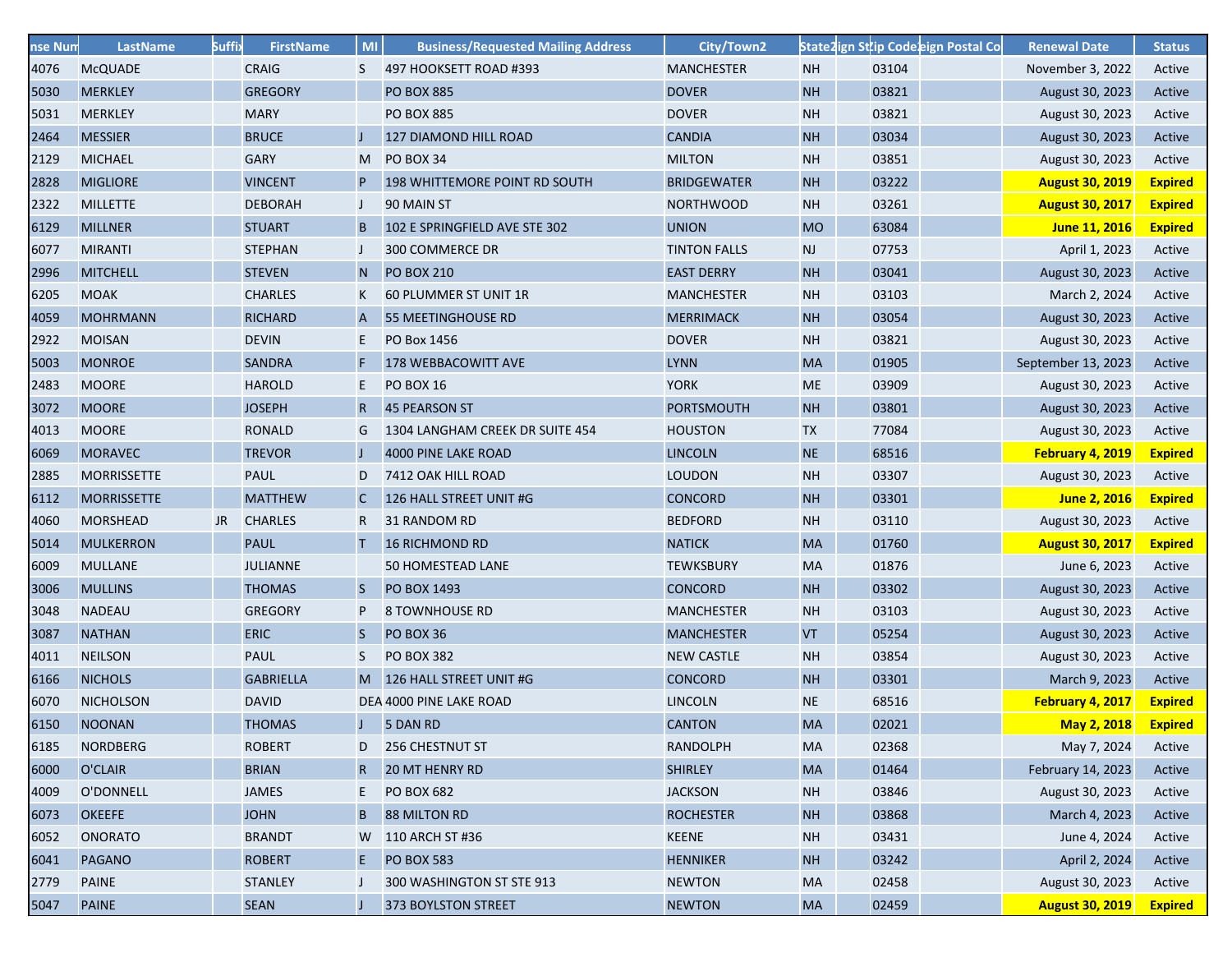| nse Num | LastName | Suffix | FirstName | MI | Business/Requested Mailing Address | City/Town2 | State2 | ign St | Zip Code | eign Postal Co | Renewal Date | Status |
|---|---|---|---|---|---|---|---|---|---|---|---|---|
| 4076 | McQUADE | | CRAIG | S | 497 HOOKSETT ROAD #393 | MANCHESTER | NH | | 03104 | | November 3, 2022 | Active |
| 5030 | MERKLEY | | GREGORY | | PO BOX 885 | DOVER | NH | | 03821 | | August 30, 2023 | Active |
| 5031 | MERKLEY | | MARY | | PO BOX 885 | DOVER | NH | | 03821 | | August 30, 2023 | Active |
| 2464 | MESSIER | | BRUCE | J | 127 DIAMOND HILL ROAD | CANDIA | NH | | 03034 | | August 30, 2023 | Active |
| 2129 | MICHAEL | | GARY | M | PO BOX 34 | MILTON | NH | | 03851 | | August 30, 2023 | Active |
| 2828 | MIGLIORE | | VINCENT | P | 198 WHITTEMORE POINT RD SOUTH | BRIDGEWATER | NH | | 03222 | | **August 30, 2019** | **Expired** |
| 2322 | MILLETTE | | DEBORAH | J | 90 MAIN ST | NORTHWOOD | NH | | 03261 | | **August 30, 2017** | **Expired** |
| 6129 | MILLNER | | STUART | B | 102 E SPRINGFIELD AVE STE 302 | UNION | MO | | 63084 | | **June 11, 2016** | **Expired** |
| 6077 | MIRANTI | | STEPHAN | J | 300 COMMERCE DR | TINTON FALLS | NJ | | 07753 | | April 1, 2023 | Active |
| 2996 | MITCHELL | | STEVEN | N | PO BOX 210 | EAST DERRY | NH | | 03041 | | August 30, 2023 | Active |
| 6205 | MOAK | | CHARLES | K | 60 PLUMMER ST UNIT 1R | MANCHESTER | NH | | 03103 | | March 2, 2024 | Active |
| 4059 | MOHRMANN | | RICHARD | A | 55 MEETINGHOUSE RD | MERRIMACK | NH | | 03054 | | August 30, 2023 | Active |
| 2922 | MOISAN | | DEVIN | E | PO Box 1456 | DOVER | NH | | 03821 | | August 30, 2023 | Active |
| 5003 | MONROE | | SANDRA | F | 178 WEBBACOWITT AVE | LYNN | MA | | 01905 | | September 13, 2023 | Active |
| 2483 | MOORE | | HAROLD | E | PO BOX 16 | YORK | ME | | 03909 | | August 30, 2023 | Active |
| 3072 | MOORE | | JOSEPH | R | 45 PEARSON ST | PORTSMOUTH | NH | | 03801 | | August 30, 2023 | Active |
| 4013 | MOORE | | RONALD | G | 1304 LANGHAM CREEK DR SUITE 454 | HOUSTON | TX | | 77084 | | August 30, 2023 | Active |
| 6069 | MORAVEC | | TREVOR | J | 4000 PINE LAKE ROAD | LINCOLN | NE | | 68516 | | **February 4, 2019** | **Expired** |
| 2885 | MORRISSETTE | | PAUL | D | 7412 OAK HILL ROAD | LOUDON | NH | | 03307 | | August 30, 2023 | Active |
| 6112 | MORRISSETTE | | MATTHEW | C | 126 HALL STREET UNIT #G | CONCORD | NH | | 03301 | | **June 2, 2016** | **Expired** |
| 4060 | MORSHEAD | JR | CHARLES | R | 31 RANDOM RD | BEDFORD | NH | | 03110 | | August 30, 2023 | Active |
| 5014 | MULKERRON | | PAUL | T | 16 RICHMOND RD | NATICK | MA | | 01760 | | **August 30, 2017** | **Expired** |
| 6009 | MULLANE | | JULIANNE | | 50 HOMESTEAD LANE | TEWKSBURY | MA | | 01876 | | June 6, 2023 | Active |
| 3006 | MULLINS | | THOMAS | S | PO BOX 1493 | CONCORD | NH | | 03302 | | August 30, 2023 | Active |
| 3048 | NADEAU | | GREGORY | P | 8 TOWNHOUSE RD | MANCHESTER | NH | | 03103 | | August 30, 2023 | Active |
| 3087 | NATHAN | | ERIC | S | PO BOX 36 | MANCHESTER | VT | | 05254 | | August 30, 2023 | Active |
| 4011 | NEILSON | | PAUL | S | PO BOX 382 | NEW CASTLE | NH | | 03854 | | August 30, 2023 | Active |
| 6166 | NICHOLS | | GABRIELLA | M | 126 HALL STREET UNIT #G | CONCORD | NH | | 03301 | | March 9, 2023 | Active |
| 6070 | NICHOLSON | | DAVID | DEA | 4000 PINE LAKE ROAD | LINCOLN | NE | | 68516 | | **February 4, 2017** | **Expired** |
| 6150 | NOONAN | | THOMAS | J | 5 DAN RD | CANTON | MA | | 02021 | | **May 2, 2018** | **Expired** |
| 6185 | NORDBERG | | ROBERT | D | 256 CHESTNUT ST | RANDOLPH | MA | | 02368 | | May 7, 2024 | Active |
| 6000 | O'CLAIR | | BRIAN | R | 20 MT HENRY RD | SHIRLEY | MA | | 01464 | | February 14, 2023 | Active |
| 4009 | O'DONNELL | | JAMES | E | PO BOX 682 | JACKSON | NH | | 03846 | | August 30, 2023 | Active |
| 6073 | OKEEFE | | JOHN | B | 88 MILTON RD | ROCHESTER | NH | | 03868 | | March 4, 2023 | Active |
| 6052 | ONORATO | | BRANDT | W | 110 ARCH ST #36 | KEENE | NH | | 03431 | | June 4, 2024 | Active |
| 6041 | PAGANO | | ROBERT | E | PO BOX 583 | HENNIKER | NH | | 03242 | | April 2, 2024 | Active |
| 2779 | PAINE | | STANLEY | J | 300 WASHINGTON ST STE 913 | NEWTON | MA | | 02458 | | August 30, 2023 | Active |
| 5047 | PAINE | | SEAN | J | 373 BOYLSTON STREET | NEWTON | MA | | 02459 | | **August 30, 2019** | **Expired** |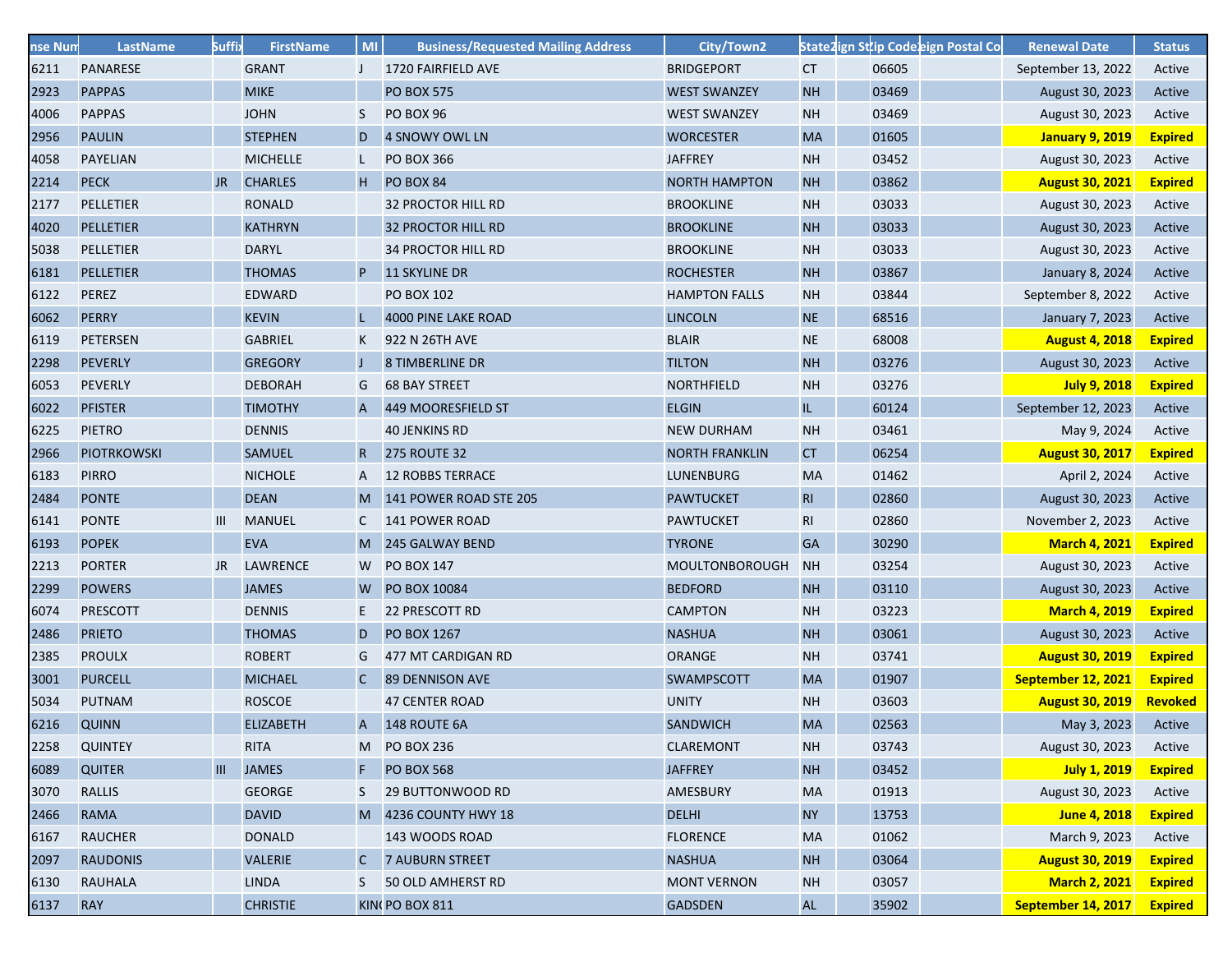| nse Num | LastName | Suffix | FirstName | MI | Business/Requested Mailing Address | City/Town2 | State2 | ign St | Zip Code | eign Postal Co | Renewal Date | Status |
|---|---|---|---|---|---|---|---|---|---|---|---|---|
| 6211 | PANARESE | | GRANT | J | 1720 FAIRFIELD AVE | BRIDGEPORT | CT | | 06605 | | September 13, 2022 | Active |
| 2923 | PAPPAS | | MIKE | | PO BOX 575 | WEST SWANZEY | NH | | 03469 | | August 30, 2023 | Active |
| 4006 | PAPPAS | | JOHN | S | PO BOX 96 | WEST SWANZEY | NH | | 03469 | | August 30, 2023 | Active |
| 2956 | PAULIN | | STEPHEN | D | 4 SNOWY OWL LN | WORCESTER | MA | | 01605 | | **January 9, 2019** | **Expired** |
| 4058 | PAYELIAN | | MICHELLE | L | PO BOX 366 | JAFFREY | NH | | 03452 | | August 30, 2023 | Active |
| 2214 | PECK | JR | CHARLES | H | PO BOX 84 | NORTH HAMPTON | NH | | 03862 | | **August 30, 2021** | **Expired** |
| 2177 | PELLETIER | | RONALD | | 32 PROCTOR HILL RD | BROOKLINE | NH | | 03033 | | August 30, 2023 | Active |
| 4020 | PELLETIER | | KATHRYN | | 32 PROCTOR HILL RD | BROOKLINE | NH | | 03033 | | August 30, 2023 | Active |
| 5038 | PELLETIER | | DARYL | | 34 PROCTOR HILL RD | BROOKLINE | NH | | 03033 | | August 30, 2023 | Active |
| 6181 | PELLETIER | | THOMAS | P | 11 SKYLINE DR | ROCHESTER | NH | | 03867 | | January 8, 2024 | Active |
| 6122 | PEREZ | | EDWARD | | PO BOX 102 | HAMPTON FALLS | NH | | 03844 | | September 8, 2022 | Active |
| 6062 | PERRY | | KEVIN | L | 4000 PINE LAKE ROAD | LINCOLN | NE | | 68516 | | January 7, 2023 | Active |
| 6119 | PETERSEN | | GABRIEL | K | 922 N 26TH AVE | BLAIR | NE | | 68008 | | **August 4, 2018** | **Expired** |
| 2298 | PEVERLY | | GREGORY | J | 8 TIMBERLINE DR | TILTON | NH | | 03276 | | August 30, 2023 | Active |
| 6053 | PEVERLY | | DEBORAH | G | 68 BAY STREET | NORTHFIELD | NH | | 03276 | | **July 9, 2018** | **Expired** |
| 6022 | PFISTER | | TIMOTHY | A | 449 MOORESFIELD ST | ELGIN | IL | | 60124 | | September 12, 2023 | Active |
| 6225 | PIETRO | | DENNIS | | 40 JENKINS RD | NEW DURHAM | NH | | 03461 | | May 9, 2024 | Active |
| 2966 | PIOTRKOWSKI | | SAMUEL | R | 275 ROUTE 32 | NORTH FRANKLIN | CT | | 06254 | | **August 30, 2017** | **Expired** |
| 6183 | PIRRO | | NICHOLE | A | 12 ROBBS TERRACE | LUNENBURG | MA | | 01462 | | April 2, 2024 | Active |
| 2484 | PONTE | | DEAN | M | 141 POWER ROAD STE 205 | PAWTUCKET | RI | | 02860 | | August 30, 2023 | Active |
| 6141 | PONTE | III | MANUEL | C | 141 POWER ROAD | PAWTUCKET | RI | | 02860 | | November 2, 2023 | Active |
| 6193 | POPEK | | EVA | M | 245 GALWAY BEND | TYRONE | GA | | 30290 | | **March 4, 2021** | **Expired** |
| 2213 | PORTER | JR | LAWRENCE | W | PO BOX 147 | MOULTONBOROUGH | NH | | 03254 | | August 30, 2023 | Active |
| 2299 | POWERS | | JAMES | W | PO BOX 10084 | BEDFORD | NH | | 03110 | | August 30, 2023 | Active |
| 6074 | PRESCOTT | | DENNIS | E | 22 PRESCOTT RD | CAMPTON | NH | | 03223 | | **March 4, 2019** | **Expired** |
| 2486 | PRIETO | | THOMAS | D | PO BOX 1267 | NASHUA | NH | | 03061 | | August 30, 2023 | Active |
| 2385 | PROULX | | ROBERT | G | 477 MT CARDIGAN RD | ORANGE | NH | | 03741 | | **August 30, 2019** | **Expired** |
| 3001 | PURCELL | | MICHAEL | C | 89 DENNISON AVE | SWAMPSCOTT | MA | | 01907 | | **September 12, 2021** | **Expired** |
| 5034 | PUTNAM | | ROSCOE | | 47 CENTER ROAD | UNITY | NH | | 03603 | | **August 30, 2019** | **Revoked** |
| 6216 | QUINN | | ELIZABETH | A | 148 ROUTE 6A | SANDWICH | MA | | 02563 | | May 3, 2023 | Active |
| 2258 | QUINTEY | | RITA | M | PO BOX 236 | CLAREMONT | NH | | 03743 | | August 30, 2023 | Active |
| 6089 | QUITER | III | JAMES | F | PO BOX 568 | JAFFREY | NH | | 03452 | | **July 1, 2019** | **Expired** |
| 3070 | RALLIS | | GEORGE | S | 29 BUTTONWOOD RD | AMESBURY | MA | | 01913 | | August 30, 2023 | Active |
| 2466 | RAMA | | DAVID | M | 4236 COUNTY HWY 18 | DELHI | NY | | 13753 | | **June 4, 2018** | **Expired** |
| 6167 | RAUCHER | | DONALD | | 143 WOODS ROAD | FLORENCE | MA | | 01062 | | March 9, 2023 | Active |
| 2097 | RAUDONIS | | VALERIE | C | 7 AUBURN STREET | NASHUA | NH | | 03064 | | **August 30, 2019** | **Expired** |
| 6130 | RAUHALA | | LINDA | S | 50 OLD AMHERST RD | MONT VERNON | NH | | 03057 | | **March 2, 2021** | **Expired** |
| 6137 | RAY | | CHRISTIE | KIN | PO BOX 811 | GADSDEN | AL | | 35902 | | **September 14, 2017** | **Expired** |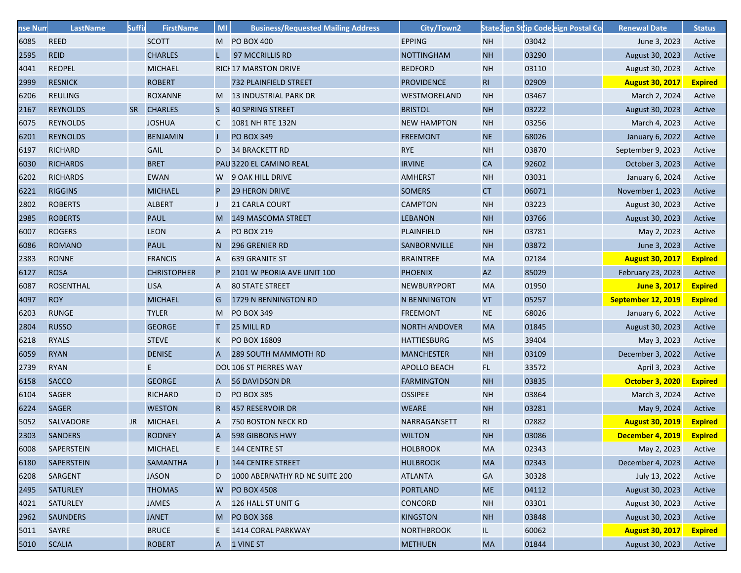| nse Num | LastName | Suffix | FirstName | MI | Business/Requested Mailing Address | City/Town2 | State2 | ign St | Zip Code | eign Postal Co | Renewal Date | Status |
|---|---|---|---|---|---|---|---|---|---|---|---|---|
| 6085 | REED | | SCOTT | M | PO BOX 400 | EPPING | NH | | 03042 | | June 3, 2023 | Active |
| 2595 | REID | | CHARLES | L | 97 MCCRILLIS RD | NOTTINGHAM | NH | | 03290 | | August 30, 2023 | Active |
| 4041 | REOPEL | | MICHAEL | RICH | 17 MARSTON DRIVE | BEDFORD | NH | | 03110 | | August 30, 2023 | Active |
| 2999 | RESNICK | | ROBERT | | 732 PLAINFIELD STREET | PROVIDENCE | RI | | 02909 | | **August 30, 2017** | **Expired** |
| 6206 | REULING | | ROXANNE | M | 13 INDUSTRIAL PARK DR | WESTMORELAND | NH | | 03467 | | March 2, 2024 | Active |
| 2167 | REYNOLDS | SR | CHARLES | S | 40 SPRING STREET | BRISTOL | NH | | 03222 | | August 30, 2023 | Active |
| 6075 | REYNOLDS | | JOSHUA | C | 1081 NH RTE 132N | NEW HAMPTON | NH | | 03256 | | March 4, 2023 | Active |
| 6201 | REYNOLDS | | BENJAMIN | J | PO BOX 349 | FREEMONT | NE | | 68026 | | January 6, 2022 | Active |
| 6197 | RICHARD | | GAIL | D | 34 BRACKETT RD | RYE | NH | | 03870 | | September 9, 2023 | Active |
| 6030 | RICHARDS | | BRET | PAU | 3220 EL CAMINO REAL | IRVINE | CA | | 92602 | | October 3, 2023 | Active |
| 6202 | RICHARDS | | EWAN | W | 9 OAK HILL DRIVE | AMHERST | NH | | 03031 | | January 6, 2024 | Active |
| 6221 | RIGGINS | | MICHAEL | P | 29 HERON DRIVE | SOMERS | CT | | 06071 | | November 1, 2023 | Active |
| 2802 | ROBERTS | | ALBERT | J | 21 CARLA COURT | CAMPTON | NH | | 03223 | | August 30, 2023 | Active |
| 2985 | ROBERTS | | PAUL | M | 149 MASCOMA STREET | LEBANON | NH | | 03766 | | August 30, 2023 | Active |
| 6007 | ROGERS | | LEON | A | PO BOX 219 | PLAINFIELD | NH | | 03781 | | May 2, 2023 | Active |
| 6086 | ROMANO | | PAUL | N | 296 GRENIER RD | SANBORNVILLE | NH | | 03872 | | June 3, 2023 | Active |
| 2383 | RONNE | | FRANCIS | A | 639 GRANITE ST | BRAINTREE | MA | | 02184 | | **August 30, 2017** | **Expired** |
| 6127 | ROSA | | CHRISTOPHER | P | 2101 W PEORIA AVE UNIT 100 | PHOENIX | AZ | | 85029 | | February 23, 2023 | Active |
| 6087 | ROSENTHAL | | LISA | A | 80 STATE STREET | NEWBURYPORT | MA | | 01950 | | **June 3, 2017** | **Expired** |
| 4097 | ROY | | MICHAEL | G | 1729 N BENNINGTON RD | N BENNINGTON | VT | | 05257 | | **September 12, 2019** | **Expired** |
| 6203 | RUNGE | | TYLER | M | PO BOX 349 | FREEMONT | NE | | 68026 | | January 6, 2022 | Active |
| 2804 | RUSSO | | GEORGE | T | 25 MILL RD | NORTH ANDOVER | MA | | 01845 | | August 30, 2023 | Active |
| 6218 | RYALS | | STEVE | K | PO BOX 16809 | HATTIESBURG | MS | | 39404 | | May 3, 2023 | Active |
| 6059 | RYAN | | DENISE | A | 289 SOUTH MAMMOTH RD | MANCHESTER | NH | | 03109 | | December 3, 2022 | Active |
| 2739 | RYAN | | E | DOU | 106 ST PIERRES WAY | APOLLO BEACH | FL | | 33572 | | April 3, 2023 | Active |
| 6158 | SACCO | | GEORGE | A | 56 DAVIDSON DR | FARMINGTON | NH | | 03835 | | **October 3, 2020** | **Expired** |
| 6104 | SAGER | | RICHARD | D | PO BOX 385 | OSSIPEE | NH | | 03864 | | March 3, 2024 | Active |
| 6224 | SAGER | | WESTON | R | 457 RESERVOIR DR | WEARE | NH | | 03281 | | May 9, 2024 | Active |
| 5052 | SALVADORE | JR | MICHAEL | A | 750 BOSTON NECK RD | NARRAGANSETT | RI | | 02882 | | **August 30, 2019** | **Expired** |
| 2303 | SANDERS | | RODNEY | A | 598 GIBBONS HWY | WILTON | NH | | 03086 | | **December 4, 2019** | **Expired** |
| 6008 | SAPERSTEIN | | MICHAEL | E | 144 CENTRE ST | HOLBROOK | MA | | 02343 | | May 2, 2023 | Active |
| 6180 | SAPERSTEIN | | SAMANTHA | J | 144 CENTRE STREET | HULBROOK | MA | | 02343 | | December 4, 2023 | Active |
| 6208 | SARGENT | | JASON | D | 1000 ABERNATHY RD NE SUITE 200 | ATLANTA | GA | | 30328 | | July 13, 2022 | Active |
| 2495 | SATURLEY | | THOMAS | W | PO BOX 4508 | PORTLAND | ME | | 04112 | | August 30, 2023 | Active |
| 4021 | SATURLEY | | JAMES | A | 126 HALL ST UNIT G | CONCORD | NH | | 03301 | | August 30, 2023 | Active |
| 2962 | SAUNDERS | | JANET | M | PO BOX 368 | KINGSTON | NH | | 03848 | | August 30, 2023 | Active |
| 5011 | SAYRE | | BRUCE | E | 1414 CORAL PARKWAY | NORTHBROOK | IL | | 60062 | | **August 30, 2017** | **Expired** |
| 5010 | SCALIA | | ROBERT | A | 1 VINE ST | METHUEN | MA | | 01844 | | August 30, 2023 | Active |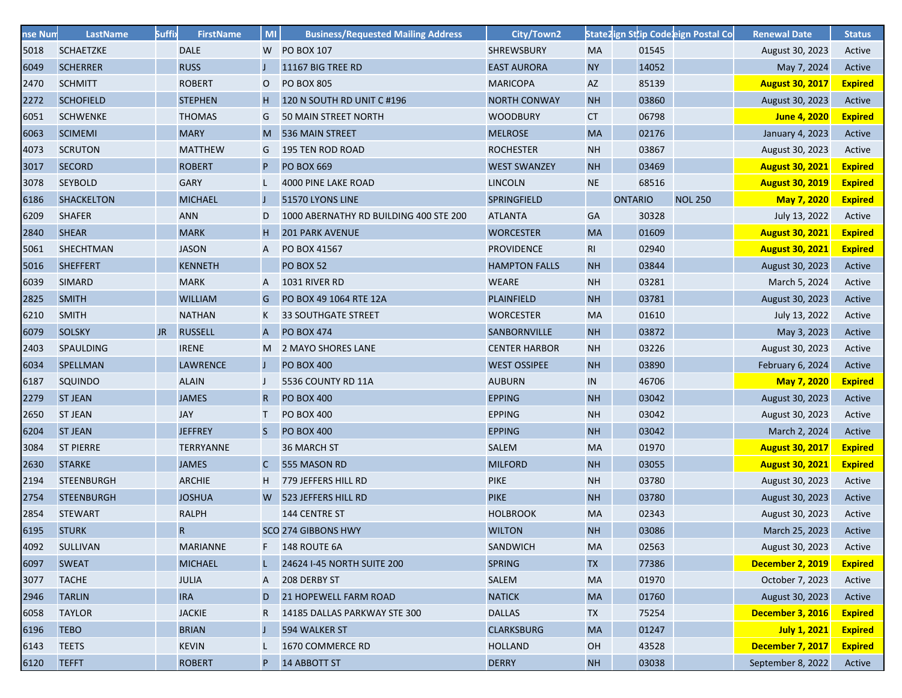| nse Num | LastName | Suffix | FirstName | MI | Business/Requested Mailing Address | City/Town2 | State2 | ign St | ip Code | eign Postal Co | Renewal Date | Status |
|---|---|---|---|---|---|---|---|---|---|---|---|---|
| 5018 | SCHAETZKE | | DALE | W | PO BOX 107 | SHREWSBURY | MA | | 01545 | | August 30, 2023 | Active |
| 6049 | SCHERRER | | RUSS | J | 11167 BIG TREE RD | EAST AURORA | NY | | 14052 | | May 7, 2024 | Active |
| 2470 | SCHMITT | | ROBERT | O | PO BOX 805 | MARICOPA | AZ | | 85139 | | **August 30, 2017** | **Expired** |
| 2272 | SCHOFIELD | | STEPHEN | H | 120 N SOUTH RD UNIT C #196 | NORTH CONWAY | NH | | 03860 | | August 30, 2023 | Active |
| 6051 | SCHWENKE | | THOMAS | G | 50 MAIN STREET NORTH | WOODBURY | CT | | 06798 | | **June 4, 2020** | **Expired** |
| 6063 | SCIMEMI | | MARY | M | 536 MAIN STREET | MELROSE | MA | | 02176 | | January 4, 2023 | Active |
| 4073 | SCRUTON | | MATTHEW | G | 195 TEN ROD ROAD | ROCHESTER | NH | | 03867 | | August 30, 2023 | Active |
| 3017 | SECORD | | ROBERT | P | PO BOX 669 | WEST SWANZEY | NH | | 03469 | | **August 30, 2021** | **Expired** |
| 3078 | SEYBOLD | | GARY | L | 4000 PINE LAKE ROAD | LINCOLN | NE | | 68516 | | **August 30, 2019** | **Expired** |
| 6186 | SHACKELTON | | MICHAEL | J | 51570 LYONS LINE | SPRINGFIELD | | ONTARIO | | NOL 250 | **May 7, 2020** | **Expired** |
| 6209 | SHAFER | | ANN | D | 1000 ABERNATHY RD BUILDING 400 STE 200 | ATLANTA | GA | | 30328 | | July 13, 2022 | Active |
| 2840 | SHEAR | | MARK | H | 201 PARK AVENUE | WORCESTER | MA | | 01609 | | **August 30, 2021** | **Expired** |
| 5061 | SHECHTMAN | | JASON | A | PO BOX 41567 | PROVIDENCE | RI | | 02940 | | **August 30, 2021** | **Expired** |
| 5016 | SHEFFERT | | KENNETH | | PO BOX 52 | HAMPTON FALLS | NH | | 03844 | | August 30, 2023 | Active |
| 6039 | SIMARD | | MARK | A | 1031 RIVER RD | WEARE | NH | | 03281 | | March 5, 2024 | Active |
| 2825 | SMITH | | WILLIAM | G | PO BOX 49 1064 RTE 12A | PLAINFIELD | NH | | 03781 | | August 30, 2023 | Active |
| 6210 | SMITH | | NATHAN | K | 33 SOUTHGATE STREET | WORCESTER | MA | | 01610 | | July 13, 2022 | Active |
| 6079 | SOLSKY | JR | RUSSELL | A | PO BOX 474 | SANBORNVILLE | NH | | 03872 | | May 3, 2023 | Active |
| 2403 | SPAULDING | | IRENE | M | 2 MAYO SHORES LANE | CENTER HARBOR | NH | | 03226 | | August 30, 2023 | Active |
| 6034 | SPELLMAN | | LAWRENCE | J | PO BOX 400 | WEST OSSIPEE | NH | | 03890 | | February 6, 2024 | Active |
| 6187 | SQUINDO | | ALAIN | J | 5536 COUNTY RD 11A | AUBURN | IN | | 46706 | | **May 7, 2020** | **Expired** |
| 2279 | ST JEAN | | JAMES | R | PO BOX 400 | EPPING | NH | | 03042 | | August 30, 2023 | Active |
| 2650 | ST JEAN | | JAY | T | PO BOX 400 | EPPING | NH | | 03042 | | August 30, 2023 | Active |
| 6204 | ST JEAN | | JEFFREY | S | PO BOX 400 | EPPING | NH | | 03042 | | March 2, 2024 | Active |
| 3084 | ST PIERRE | | TERRYANNE | | 36 MARCH ST | SALEM | MA | | 01970 | | **August 30, 2017** | **Expired** |
| 2630 | STARKE | | JAMES | C | 555 MASON RD | MILFORD | NH | | 03055 | | **August 30, 2021** | **Expired** |
| 2194 | STEENBURGH | | ARCHIE | H | 779 JEFFERS HILL RD | PIKE | NH | | 03780 | | August 30, 2023 | Active |
| 2754 | STEENBURGH | | JOSHUA | W | 523 JEFFERS HILL RD | PIKE | NH | | 03780 | | August 30, 2023 | Active |
| 2854 | STEWART | | RALPH | | 144 CENTRE ST | HOLBROOK | MA | | 02343 | | August 30, 2023 | Active |
| 6195 | STURK | | R | SCO | 274 GIBBONS HWY | WILTON | NH | | 03086 | | March 25, 2023 | Active |
| 4092 | SULLIVAN | | MARIANNE | F | 148 ROUTE 6A | SANDWICH | MA | | 02563 | | August 30, 2023 | Active |
| 6097 | SWEAT | | MICHAEL | L | 24624 I-45 NORTH SUITE 200 | SPRING | TX | | 77386 | | **December 2, 2019** | **Expired** |
| 3077 | TACHE | | JULIA | A | 208 DERBY ST | SALEM | MA | | 01970 | | October 7, 2023 | Active |
| 2946 | TARLIN | | IRA | D | 21 HOPEWELL FARM ROAD | NATICK | MA | | 01760 | | August 30, 2023 | Active |
| 6058 | TAYLOR | | JACKIE | R | 14185 DALLAS PARKWAY STE 300 | DALLAS | TX | | 75254 | | **December 3, 2016** | **Expired** |
| 6196 | TEBO | | BRIAN | J | 594 WALKER ST | CLARKSBURG | MA | | 01247 | | **July 1, 2021** | **Expired** |
| 6143 | TEETS | | KEVIN | L | 1670 COMMERCE RD | HOLLAND | OH | | 43528 | | **December 7, 2017** | **Expired** |
| 6120 | TEFFT | | ROBERT | P | 14 ABBOTT ST | DERRY | NH | | 03038 | | September 8, 2022 | Active |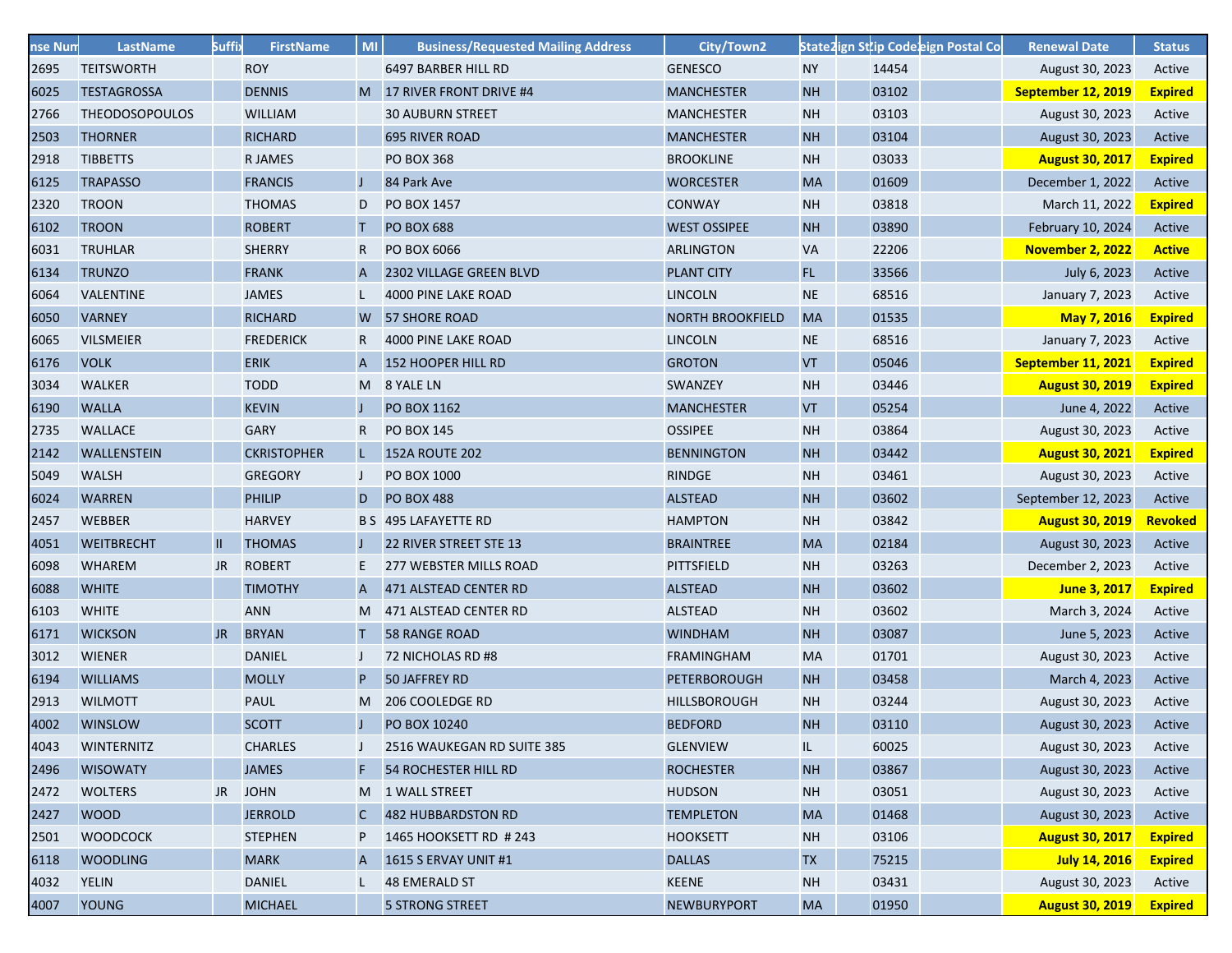| nse Num | LastName | Suffix | FirstName | MI | Business/Requested Mailing Address | City/Town2 | State2 | ign St | ip Code | eign Postal Co | Renewal Date | Status |
|---|---|---|---|---|---|---|---|---|---|---|---|---|
| 2695 | TEITSWORTH | | ROY | | 6497 BARBER HILL RD | GENESCO | NY | | 14454 | | August 30, 2023 | Active |
| 6025 | TESTAGROSSA | | DENNIS | M | 17 RIVER FRONT DRIVE #4 | MANCHESTER | NH | | 03102 | | **September 12, 2019** | **Expired** |
| 2766 | THEODOSOPOULOS | | WILLIAM | | 30 AUBURN STREET | MANCHESTER | NH | | 03103 | | August 30, 2023 | Active |
| 2503 | THORNER | | RICHARD | | 695 RIVER ROAD | MANCHESTER | NH | | 03104 | | August 30, 2023 | Active |
| 2918 | TIBBETTS | | R JAMES | | PO BOX 368 | BROOKLINE | NH | | 03033 | | **August 30, 2017** | **Expired** |
| 6125 | TRAPASSO | | FRANCIS | J | 84 Park Ave | WORCESTER | MA | | 01609 | | December 1, 2022 | Active |
| 2320 | TROON | | THOMAS | D | PO BOX 1457 | CONWAY | NH | | 03818 | | March 11, 2022 | **Expired** |
| 6102 | TROON | | ROBERT | T | PO BOX 688 | WEST OSSIPEE | NH | | 03890 | | February 10, 2024 | Active |
| 6031 | TRUHLAR | | SHERRY | R | PO BOX 6066 | ARLINGTON | VA | | 22206 | | **November 2, 2022** | **Active** |
| 6134 | TRUNZO | | FRANK | A | 2302 VILLAGE GREEN BLVD | PLANT CITY | FL | | 33566 | | July 6, 2023 | Active |
| 6064 | VALENTINE | | JAMES | L | 4000 PINE LAKE ROAD | LINCOLN | NE | | 68516 | | January 7, 2023 | Active |
| 6050 | VARNEY | | RICHARD | W | 57 SHORE ROAD | NORTH BROOKFIELD | MA | | 01535 | | **May 7, 2016** | **Expired** |
| 6065 | VILSMEIER | | FREDERICK | R | 4000 PINE LAKE ROAD | LINCOLN | NE | | 68516 | | January 7, 2023 | Active |
| 6176 | VOLK | | ERIK | A | 152 HOOPER HILL RD | GROTON | VT | | 05046 | | **September 11, 2021** | **Expired** |
| 3034 | WALKER | | TODD | M | 8 YALE LN | SWANZEY | NH | | 03446 | | **August 30, 2019** | **Expired** |
| 6190 | WALLA | | KEVIN | J | PO BOX 1162 | MANCHESTER | VT | | 05254 | | June 4, 2022 | Active |
| 2735 | WALLACE | | GARY | R | PO BOX 145 | OSSIPEE | NH | | 03864 | | August 30, 2023 | Active |
| 2142 | WALLENSTEIN | | CKRISTOPHER | L | 152A ROUTE 202 | BENNINGTON | NH | | 03442 | | **August 30, 2021** | **Expired** |
| 5049 | WALSH | | GREGORY | J | PO BOX 1000 | RINDGE | NH | | 03461 | | August 30, 2023 | Active |
| 6024 | WARREN | | PHILIP | D | PO BOX 488 | ALSTEAD | NH | | 03602 | | September 12, 2023 | Active |
| 2457 | WEBBER | | HARVEY | B S | 495 LAFAYETTE RD | HAMPTON | NH | | 03842 | | **August 30, 2019** | **Revoked** |
| 4051 | WEITBRECHT | II | THOMAS | J | 22 RIVER STREET STE 13 | BRAINTREE | MA | | 02184 | | August 30, 2023 | Active |
| 6098 | WHAREM | JR | ROBERT | E | 277 WEBSTER MILLS ROAD | PITTSFIELD | NH | | 03263 | | December 2, 2023 | Active |
| 6088 | WHITE | | TIMOTHY | A | 471 ALSTEAD CENTER RD | ALSTEAD | NH | | 03602 | | **June 3, 2017** | **Expired** |
| 6103 | WHITE | | ANN | M | 471 ALSTEAD CENTER RD | ALSTEAD | NH | | 03602 | | March 3, 2024 | Active |
| 6171 | WICKSON | JR | BRYAN | T | 58 RANGE ROAD | WINDHAM | NH | | 03087 | | June 5, 2023 | Active |
| 3012 | WIENER | | DANIEL | J | 72 NICHOLAS RD #8 | FRAMINGHAM | MA | | 01701 | | August 30, 2023 | Active |
| 6194 | WILLIAMS | | MOLLY | P | 50 JAFFREY RD | PETERBOROUGH | NH | | 03458 | | March 4, 2023 | Active |
| 2913 | WILMOTT | | PAUL | M | 206 COOLEDGE RD | HILLSBOROUGH | NH | | 03244 | | August 30, 2023 | Active |
| 4002 | WINSLOW | | SCOTT | J | PO BOX 10240 | BEDFORD | NH | | 03110 | | August 30, 2023 | Active |
| 4043 | WINTERNITZ | | CHARLES | J | 2516 WAUKEGAN RD SUITE 385 | GLENVIEW | IL | | 60025 | | August 30, 2023 | Active |
| 2496 | WISOWATY | | JAMES | F | 54 ROCHESTER HILL RD | ROCHESTER | NH | | 03867 | | August 30, 2023 | Active |
| 2472 | WOLTERS | JR | JOHN | M | 1 WALL STREET | HUDSON | NH | | 03051 | | August 30, 2023 | Active |
| 2427 | WOOD | | JERROLD | C | 482 HUBBARDSTON RD | TEMPLETON | MA | | 01468 | | August 30, 2023 | Active |
| 2501 | WOODCOCK | | STEPHEN | P | 1465 HOOKSETT RD # 243 | HOOKSETT | NH | | 03106 | | **August 30, 2017** | **Expired** |
| 6118 | WOODLING | | MARK | A | 1615 S ERVAY UNIT #1 | DALLAS | TX | | 75215 | | **July 14, 2016** | **Expired** |
| 4032 | YELIN | | DANIEL | L | 48 EMERALD ST | KEENE | NH | | 03431 | | August 30, 2023 | Active |
| 4007 | YOUNG | | MICHAEL | | 5 STRONG STREET | NEWBURYPORT | MA | | 01950 | | **August 30, 2019** | **Expired** |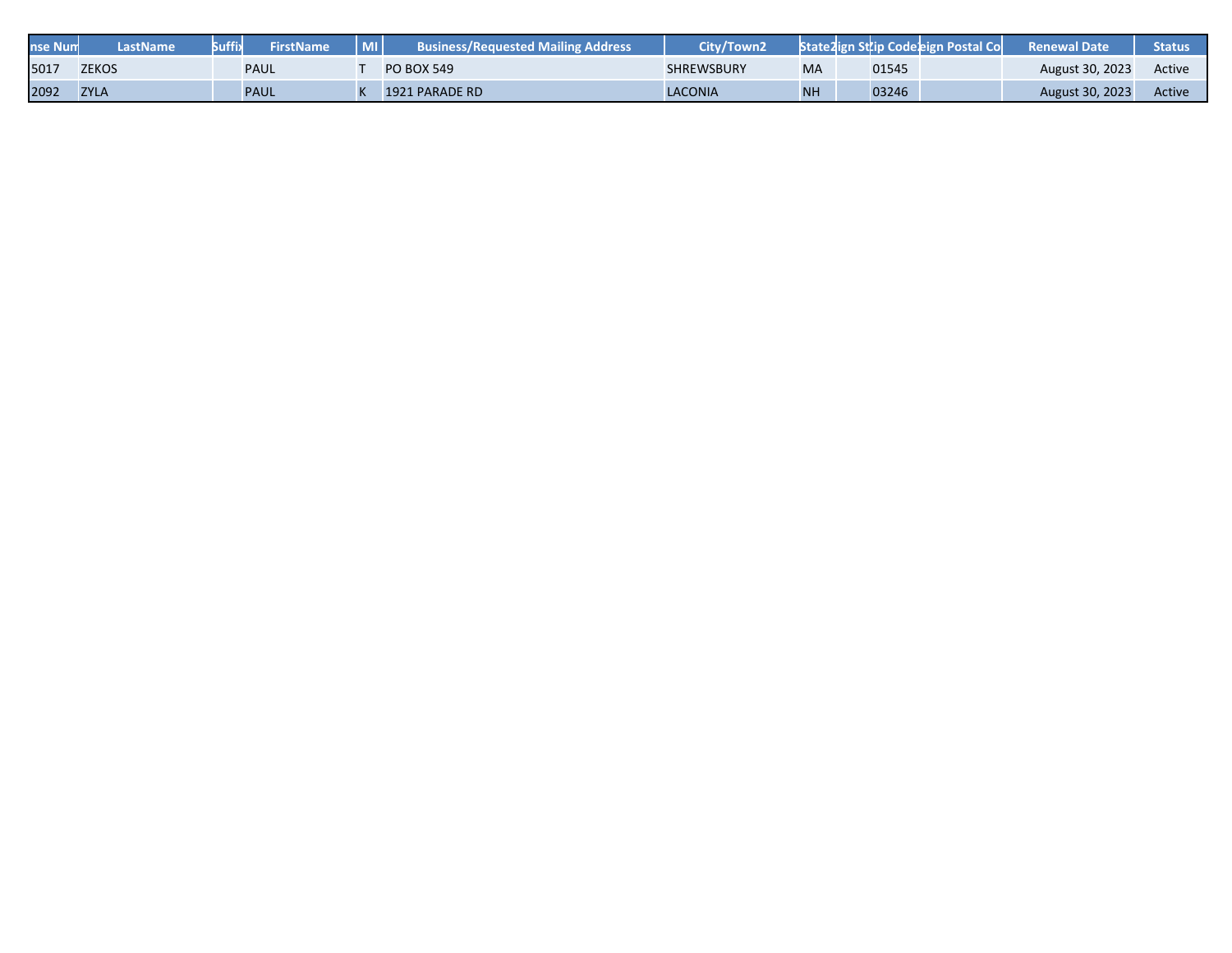| nse Num | LastName | Suffix | FirstName | MI | Business/Requested Mailing Address | City/Town2 | State2 | ign St | Zip Code | eign Postal Co | Renewal Date | Status |
|---|---|---|---|---|---|---|---|---|---|---|---|---|
| 5017 | ZEKOS | | PAUL | T | PO BOX 549 | SHREWSBURY | MA | | 01545 | | August 30, 2023 | Active |
| 2092 | ZYLA | | PAUL | K | 1921 PARADE RD | LACONIA | NH | | 03246 | | August 30, 2023 | Active |